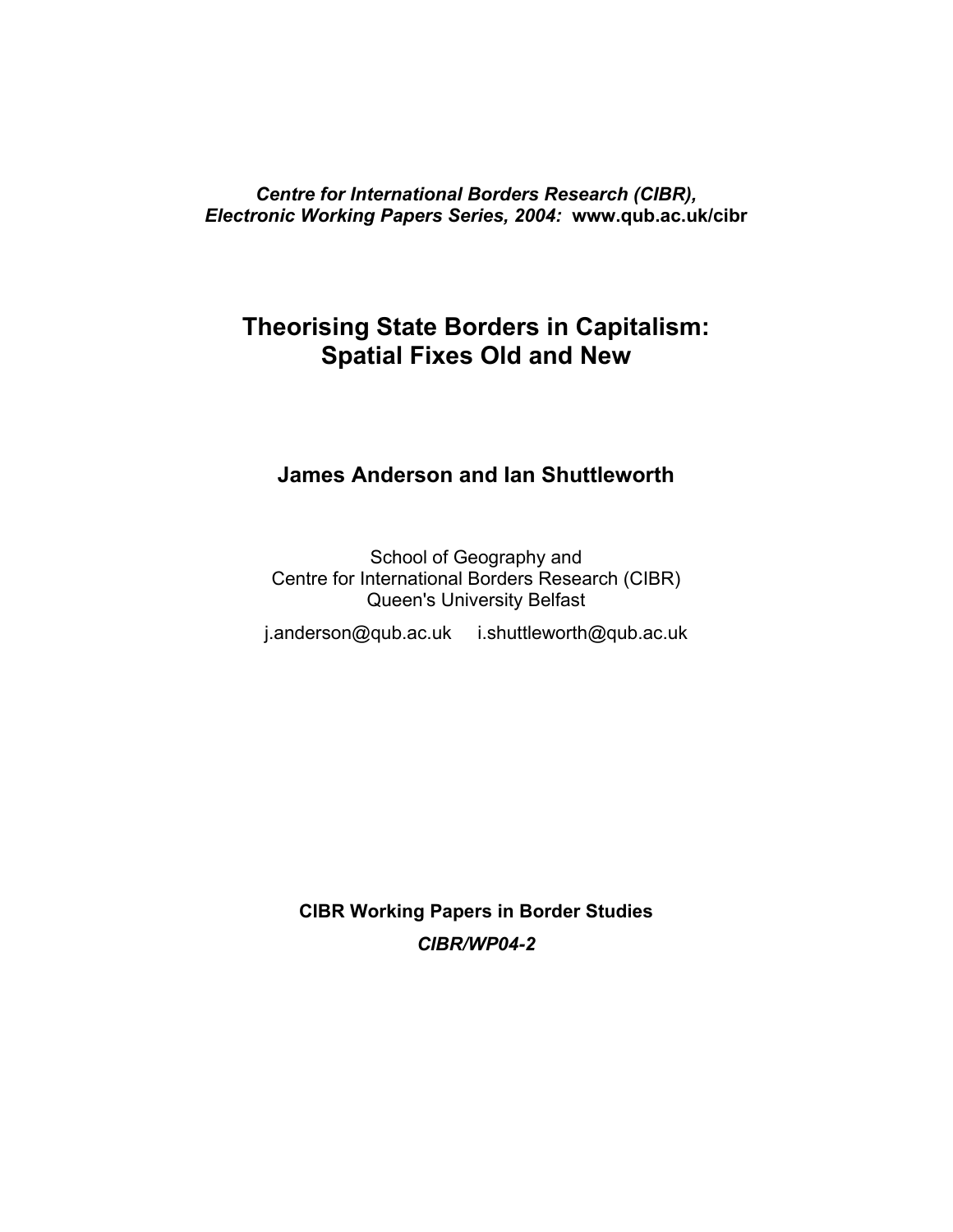*Centre for International Borders Research (CIBR), Electronic Working Papers Series, 2004:* **www.qub.ac.uk/cibr**

# Theorising State Borders in Capitalism: Spatial Fixes Old and New

**James Anderson and Ian Shuttleworth**

School of Geography and
Centre for International Borders Research (CIBR)
Queen's University Belfast

j.anderson@qub.ac.uk i.shuttleworth@qub.ac.uk

**CIBR Working Papers in Border Studies**

***CIBR/WP04-2***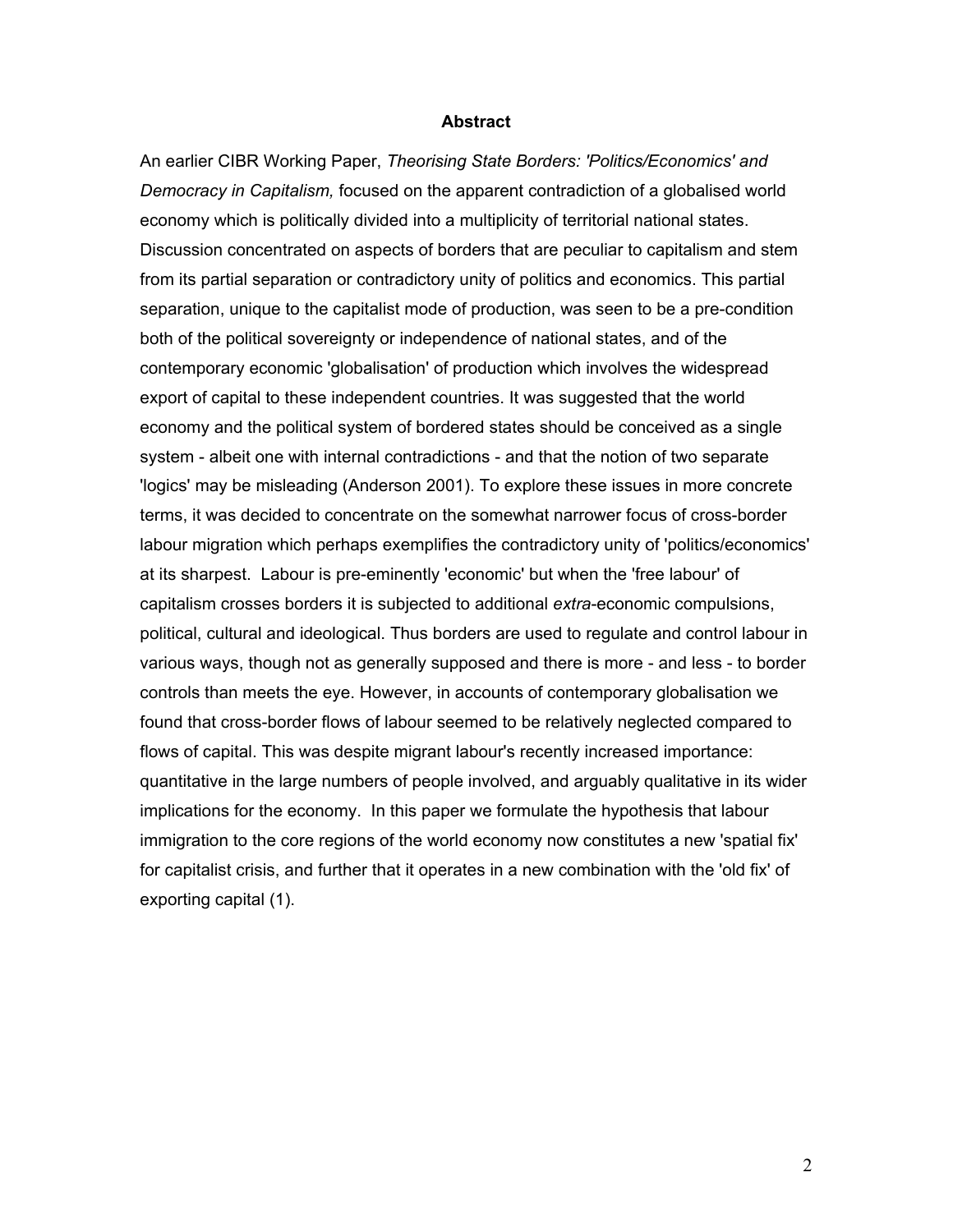## Abstract

An earlier CIBR Working Paper, *Theorising State Borders: 'Politics/Economics' and Democracy in Capitalism,* focused on the apparent contradiction of a globalised world economy which is politically divided into a multiplicity of territorial national states. Discussion concentrated on aspects of borders that are peculiar to capitalism and stem from its partial separation or contradictory unity of politics and economics. This partial separation, unique to the capitalist mode of production, was seen to be a pre-condition both of the political sovereignty or independence of national states, and of the contemporary economic 'globalisation' of production which involves the widespread export of capital to these independent countries. It was suggested that the world economy and the political system of bordered states should be conceived as a single system - albeit one with internal contradictions - and that the notion of two separate 'logics' may be misleading (Anderson 2001). To explore these issues in more concrete terms, it was decided to concentrate on the somewhat narrower focus of cross-border labour migration which perhaps exemplifies the contradictory unity of 'politics/economics' at its sharpest. Labour is pre-eminently 'economic' but when the 'free labour' of capitalism crosses borders it is subjected to additional *extra*-economic compulsions, political, cultural and ideological. Thus borders are used to regulate and control labour in various ways, though not as generally supposed and there is more - and less - to border controls than meets the eye. However, in accounts of contemporary globalisation we found that cross-border flows of labour seemed to be relatively neglected compared to flows of capital. This was despite migrant labour's recently increased importance: quantitative in the large numbers of people involved, and arguably qualitative in its wider implications for the economy. In this paper we formulate the hypothesis that labour immigration to the core regions of the world economy now constitutes a new 'spatial fix' for capitalist crisis, and further that it operates in a new combination with the 'old fix' of exporting capital (1).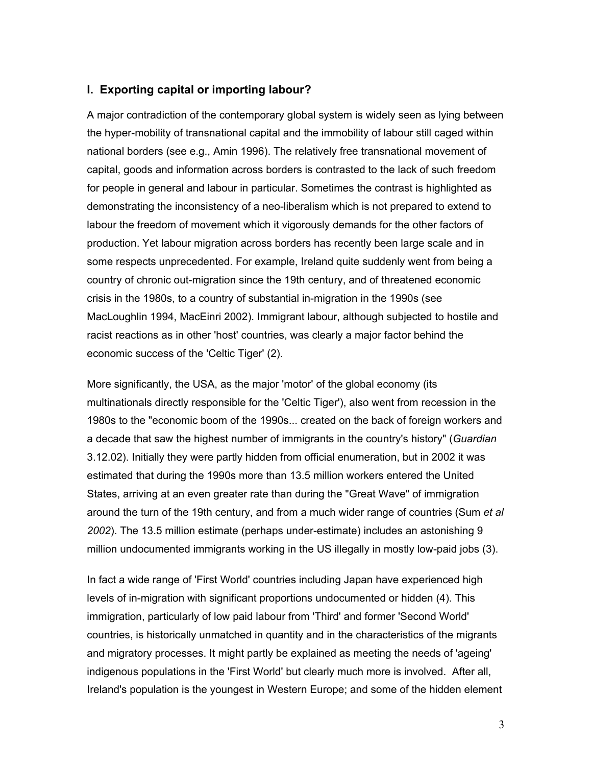## I. Exporting capital or importing labour?

A major contradiction of the contemporary global system is widely seen as lying between the hyper-mobility of transnational capital and the immobility of labour still caged within national borders (see e.g., Amin 1996). The relatively free transnational movement of capital, goods and information across borders is contrasted to the lack of such freedom for people in general and labour in particular. Sometimes the contrast is highlighted as demonstrating the inconsistency of a neo-liberalism which is not prepared to extend to labour the freedom of movement which it vigorously demands for the other factors of production. Yet labour migration across borders has recently been large scale and in some respects unprecedented. For example, Ireland quite suddenly went from being a country of chronic out-migration since the 19th century, and of threatened economic crisis in the 1980s, to a country of substantial in-migration in the 1990s (see MacLoughlin 1994, MacEinri 2002). Immigrant labour, although subjected to hostile and racist reactions as in other 'host' countries, was clearly a major factor behind the economic success of the 'Celtic Tiger' (2).

More significantly, the USA, as the major 'motor' of the global economy (its multinationals directly responsible for the 'Celtic Tiger'), also went from recession in the 1980s to the "economic boom of the 1990s... created on the back of foreign workers and a decade that saw the highest number of immigrants in the country's history" (*Guardian* 3.12.02). Initially they were partly hidden from official enumeration, but in 2002 it was estimated that during the 1990s more than 13.5 million workers entered the United States, arriving at an even greater rate than during the "Great Wave" of immigration around the turn of the 19th century, and from a much wider range of countries (Sum *et al 2002*). The 13.5 million estimate (perhaps under-estimate) includes an astonishing 9 million undocumented immigrants working in the US illegally in mostly low-paid jobs (3).

In fact a wide range of 'First World' countries including Japan have experienced high levels of in-migration with significant proportions undocumented or hidden (4). This immigration, particularly of low paid labour from 'Third' and former 'Second World' countries, is historically unmatched in quantity and in the characteristics of the migrants and migratory processes. It might partly be explained as meeting the needs of 'ageing' indigenous populations in the 'First World' but clearly much more is involved. After all, Ireland's population is the youngest in Western Europe; and some of the hidden element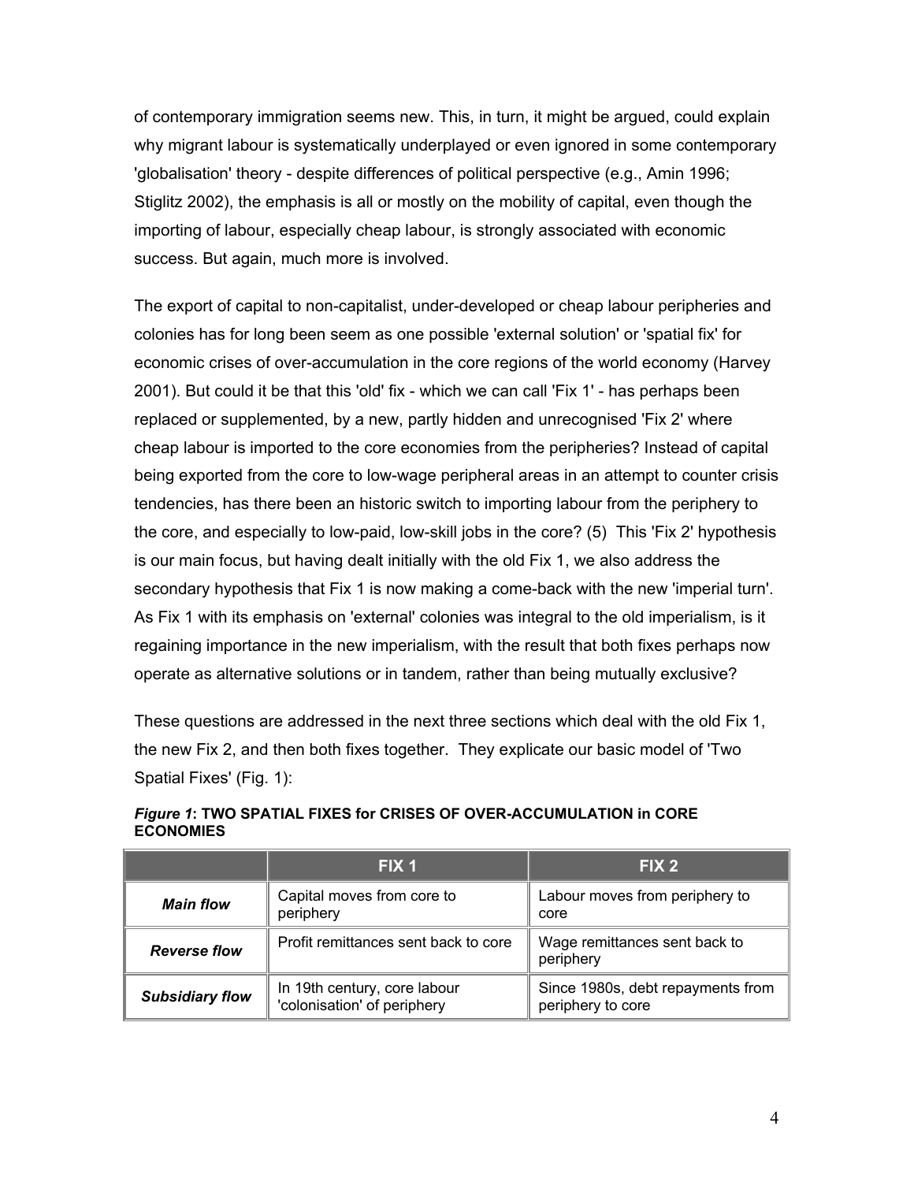of contemporary immigration seems new. This, in turn, it might be argued, could explain why migrant labour is systematically underplayed or even ignored in some contemporary 'globalisation' theory - despite differences of political perspective (e.g., Amin 1996; Stiglitz 2002), the emphasis is all or mostly on the mobility of capital, even though the importing of labour, especially cheap labour, is strongly associated with economic success. But again, much more is involved.

The export of capital to non-capitalist, under-developed or cheap labour peripheries and colonies has for long been seem as one possible 'external solution' or 'spatial fix' for economic crises of over-accumulation in the core regions of the world economy (Harvey 2001). But could it be that this 'old' fix - which we can call 'Fix 1' - has perhaps been replaced or supplemented, by a new, partly hidden and unrecognised 'Fix 2' where cheap labour is imported to the core economies from the peripheries? Instead of capital being exported from the core to low-wage peripheral areas in an attempt to counter crisis tendencies, has there been an historic switch to importing labour from the periphery to the core, and especially to low-paid, low-skill jobs in the core? (5) This 'Fix 2' hypothesis is our main focus, but having dealt initially with the old Fix 1, we also address the secondary hypothesis that Fix 1 is now making a come-back with the new 'imperial turn'. As Fix 1 with its emphasis on 'external' colonies was integral to the old imperialism, is it regaining importance in the new imperialism, with the result that both fixes perhaps now operate as alternative solutions or in tandem, rather than being mutually exclusive?

These questions are addressed in the next three sections which deal with the old Fix 1, the new Fix 2, and then both fixes together. They explicate our basic model of 'Two Spatial Fixes' (Fig. 1):

***Figure 1*: TWO SPATIAL FIXES for CRISES OF OVER-ACCUMULATION in CORE ECONOMIES**

| | FIX 1 | FIX 2 |
|---|---|---|
| ***Main flow*** | Capital moves from core to periphery | Labour moves from periphery to core |
| ***Reverse flow*** | Profit remittances sent back to core | Wage remittances sent back to periphery |
| ***Subsidiary flow*** | In 19th century, core labour 'colonisation' of periphery | Since 1980s, debt repayments from periphery to core |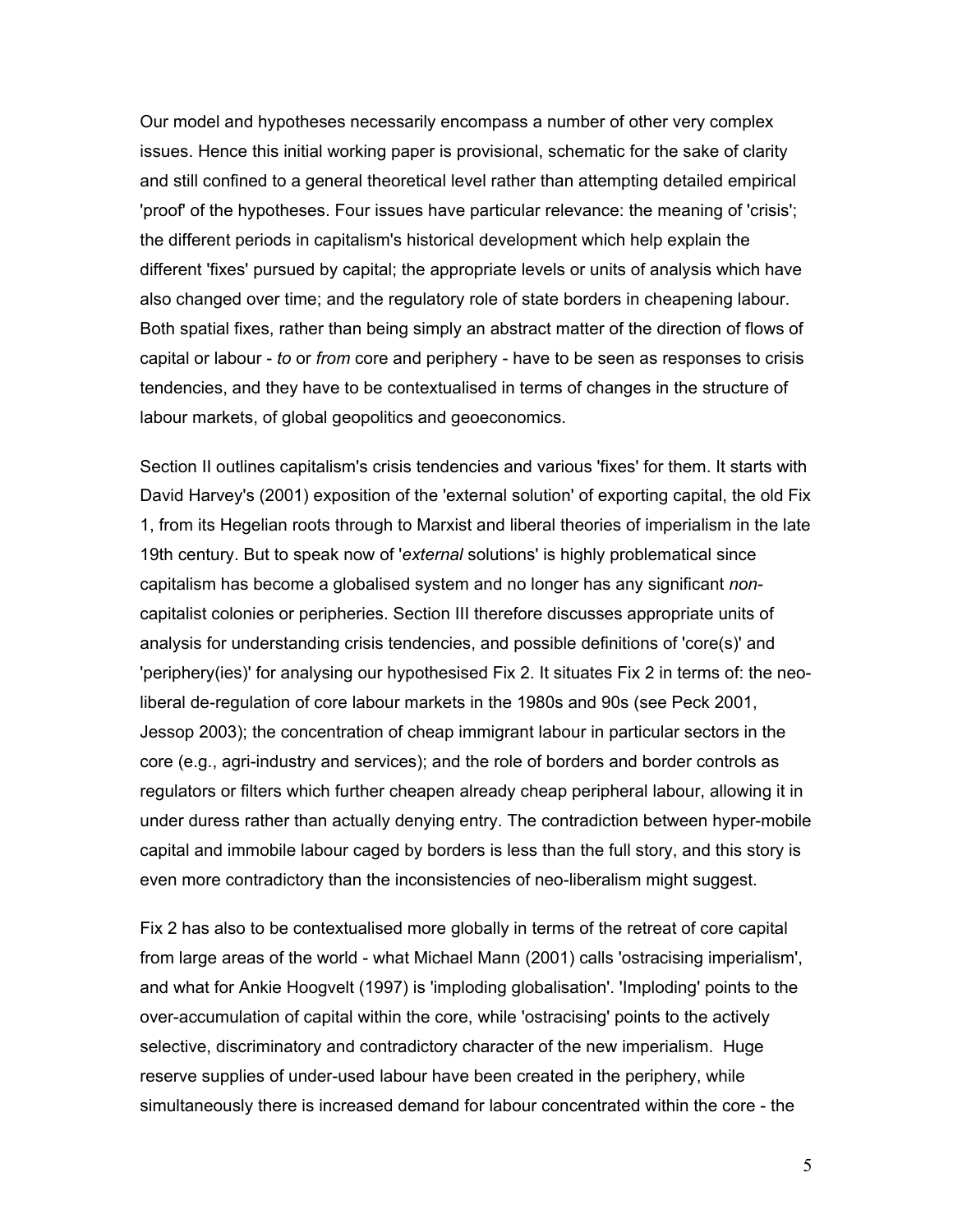Our model and hypotheses necessarily encompass a number of other very complex issues. Hence this initial working paper is provisional, schematic for the sake of clarity and still confined to a general theoretical level rather than attempting detailed empirical 'proof' of the hypotheses. Four issues have particular relevance: the meaning of 'crisis'; the different periods in capitalism's historical development which help explain the different 'fixes' pursued by capital; the appropriate levels or units of analysis which have also changed over time; and the regulatory role of state borders in cheapening labour. Both spatial fixes, rather than being simply an abstract matter of the direction of flows of capital or labour - *to* or *from* core and periphery - have to be seen as responses to crisis tendencies, and they have to be contextualised in terms of changes in the structure of labour markets, of global geopolitics and geoeconomics.

Section II outlines capitalism's crisis tendencies and various 'fixes' for them. It starts with David Harvey's (2001) exposition of the 'external solution' of exporting capital, the old Fix 1, from its Hegelian roots through to Marxist and liberal theories of imperialism in the late 19th century. But to speak now of '*external* solutions' is highly problematical since capitalism has become a globalised system and no longer has any significant *non*-capitalist colonies or peripheries. Section III therefore discusses appropriate units of analysis for understanding crisis tendencies, and possible definitions of 'core(s)' and 'periphery(ies)' for analysing our hypothesised Fix 2. It situates Fix 2 in terms of: the neo-liberal de-regulation of core labour markets in the 1980s and 90s (see Peck 2001, Jessop 2003); the concentration of cheap immigrant labour in particular sectors in the core (e.g., agri-industry and services); and the role of borders and border controls as regulators or filters which further cheapen already cheap peripheral labour, allowing it in under duress rather than actually denying entry. The contradiction between hyper-mobile capital and immobile labour caged by borders is less than the full story, and this story is even more contradictory than the inconsistencies of neo-liberalism might suggest.

Fix 2 has also to be contextualised more globally in terms of the retreat of core capital from large areas of the world - what Michael Mann (2001) calls 'ostracising imperialism', and what for Ankie Hoogvelt (1997) is 'imploding globalisation'. 'Imploding' points to the over-accumulation of capital within the core, while 'ostracising' points to the actively selective, discriminatory and contradictory character of the new imperialism. Huge reserve supplies of under-used labour have been created in the periphery, while simultaneously there is increased demand for labour concentrated within the core - the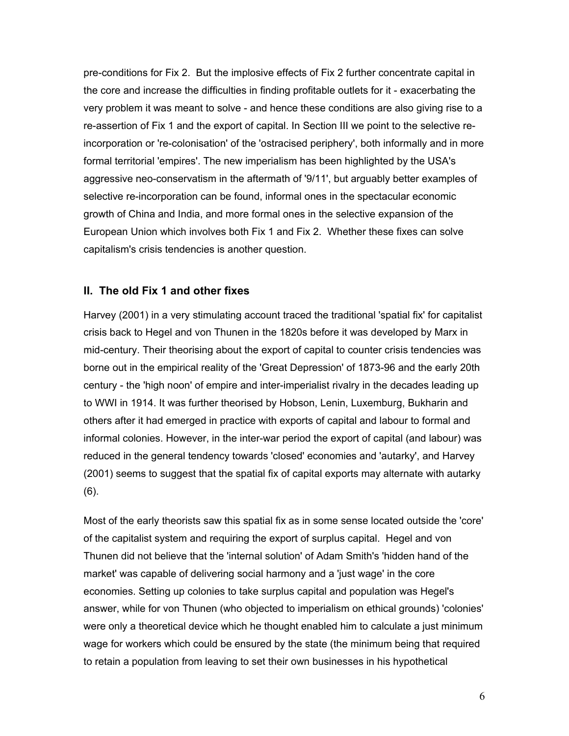pre-conditions for Fix 2. But the implosive effects of Fix 2 further concentrate capital in the core and increase the difficulties in finding profitable outlets for it - exacerbating the very problem it was meant to solve - and hence these conditions are also giving rise to a re-assertion of Fix 1 and the export of capital. In Section III we point to the selective re-incorporation or 're-colonisation' of the 'ostracised periphery', both informally and in more formal territorial 'empires'. The new imperialism has been highlighted by the USA's aggressive neo-conservatism in the aftermath of '9/11', but arguably better examples of selective re-incorporation can be found, informal ones in the spectacular economic growth of China and India, and more formal ones in the selective expansion of the European Union which involves both Fix 1 and Fix 2. Whether these fixes can solve capitalism's crisis tendencies is another question.

## II. The old Fix 1 and other fixes

Harvey (2001) in a very stimulating account traced the traditional 'spatial fix' for capitalist crisis back to Hegel and von Thunen in the 1820s before it was developed by Marx in mid-century. Their theorising about the export of capital to counter crisis tendencies was borne out in the empirical reality of the 'Great Depression' of 1873-96 and the early 20th century - the 'high noon' of empire and inter-imperialist rivalry in the decades leading up to WWI in 1914. It was further theorised by Hobson, Lenin, Luxemburg, Bukharin and others after it had emerged in practice with exports of capital and labour to formal and informal colonies. However, in the inter-war period the export of capital (and labour) was reduced in the general tendency towards 'closed' economies and 'autarky', and Harvey (2001) seems to suggest that the spatial fix of capital exports may alternate with autarky (6).

Most of the early theorists saw this spatial fix as in some sense located outside the 'core' of the capitalist system and requiring the export of surplus capital. Hegel and von Thunen did not believe that the 'internal solution' of Adam Smith's 'hidden hand of the market' was capable of delivering social harmony and a 'just wage' in the core economies. Setting up colonies to take surplus capital and population was Hegel's answer, while for von Thunen (who objected to imperialism on ethical grounds) 'colonies' were only a theoretical device which he thought enabled him to calculate a just minimum wage for workers which could be ensured by the state (the minimum being that required to retain a population from leaving to set their own businesses in his hypothetical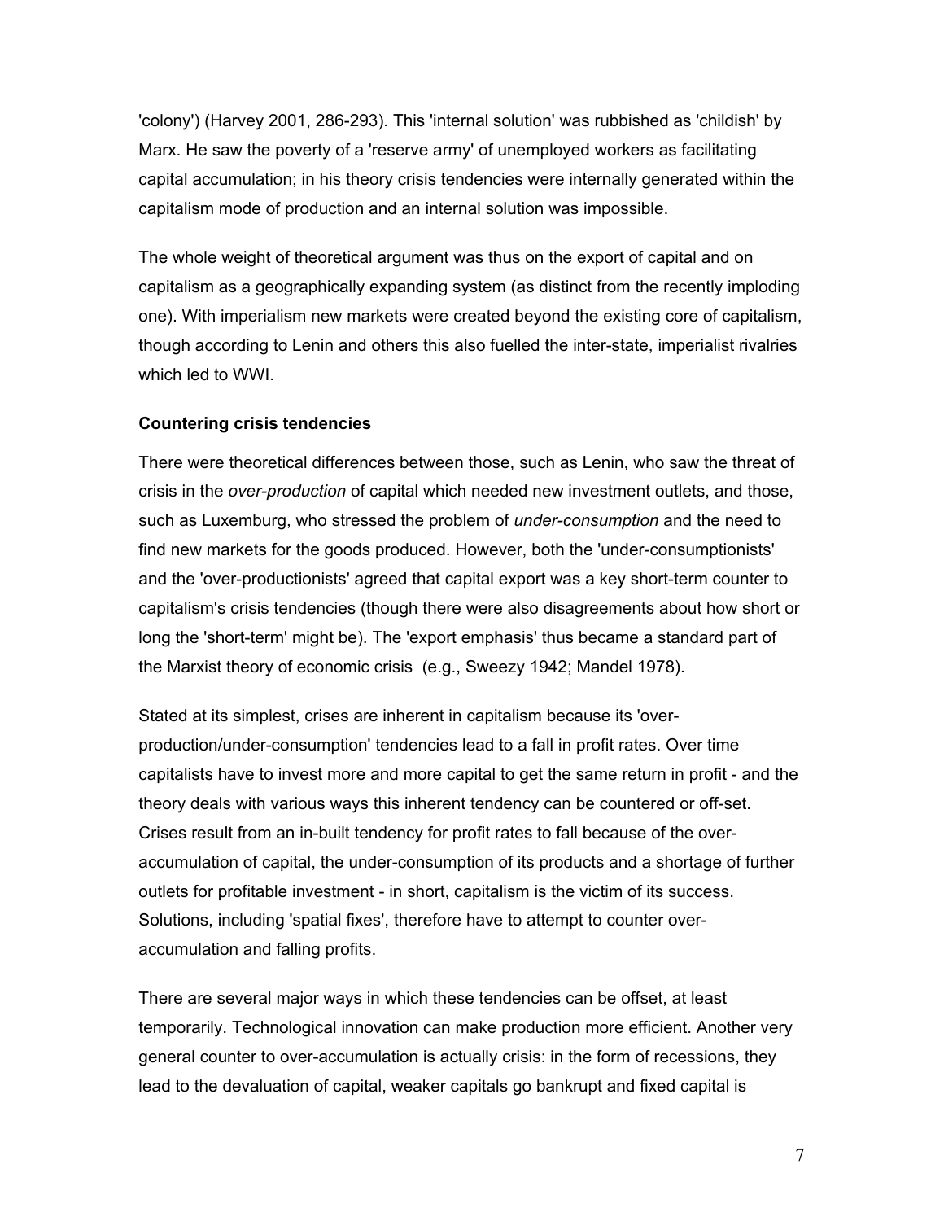'colony') (Harvey 2001, 286-293). This 'internal solution' was rubbished as 'childish' by Marx. He saw the poverty of a 'reserve army' of unemployed workers as facilitating capital accumulation; in his theory crisis tendencies were internally generated within the capitalism mode of production and an internal solution was impossible.

The whole weight of theoretical argument was thus on the export of capital and on capitalism as a geographically expanding system (as distinct from the recently imploding one). With imperialism new markets were created beyond the existing core of capitalism, though according to Lenin and others this also fuelled the inter-state, imperialist rivalries which led to WWI.

**Countering crisis tendencies**

There were theoretical differences between those, such as Lenin, who saw the threat of crisis in the *over-production* of capital which needed new investment outlets, and those, such as Luxemburg, who stressed the problem of *under-consumption* and the need to find new markets for the goods produced. However, both the 'under-consumptionists' and the 'over-productionists' agreed that capital export was a key short-term counter to capitalism's crisis tendencies (though there were also disagreements about how short or long the 'short-term' might be). The 'export emphasis' thus became a standard part of the Marxist theory of economic crisis (e.g., Sweezy 1942; Mandel 1978).

Stated at its simplest, crises are inherent in capitalism because its 'over-production/under-consumption' tendencies lead to a fall in profit rates. Over time capitalists have to invest more and more capital to get the same return in profit - and the theory deals with various ways this inherent tendency can be countered or off-set. Crises result from an in-built tendency for profit rates to fall because of the over-accumulation of capital, the under-consumption of its products and a shortage of further outlets for profitable investment - in short, capitalism is the victim of its success. Solutions, including 'spatial fixes', therefore have to attempt to counter over-accumulation and falling profits.

There are several major ways in which these tendencies can be offset, at least temporarily. Technological innovation can make production more efficient. Another very general counter to over-accumulation is actually crisis: in the form of recessions, they lead to the devaluation of capital, weaker capitals go bankrupt and fixed capital is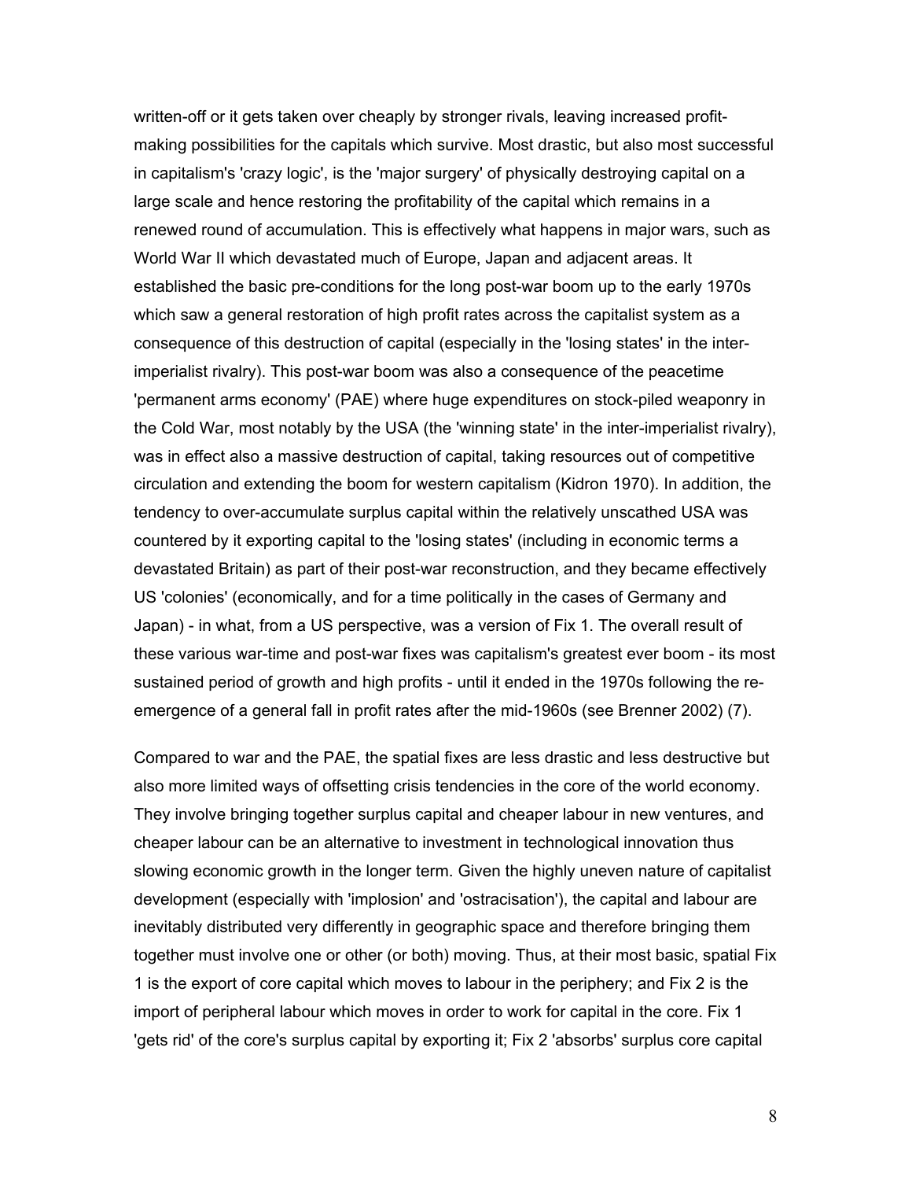written-off or it gets taken over cheaply by stronger rivals, leaving increased profit-making possibilities for the capitals which survive. Most drastic, but also most successful in capitalism's 'crazy logic', is the 'major surgery' of physically destroying capital on a large scale and hence restoring the profitability of the capital which remains in a renewed round of accumulation. This is effectively what happens in major wars, such as World War II which devastated much of Europe, Japan and adjacent areas. It established the basic pre-conditions for the long post-war boom up to the early 1970s which saw a general restoration of high profit rates across the capitalist system as a consequence of this destruction of capital (especially in the 'losing states' in the inter-imperialist rivalry). This post-war boom was also a consequence of the peacetime 'permanent arms economy' (PAE) where huge expenditures on stock-piled weaponry in the Cold War, most notably by the USA (the 'winning state' in the inter-imperialist rivalry), was in effect also a massive destruction of capital, taking resources out of competitive circulation and extending the boom for western capitalism (Kidron 1970). In addition, the tendency to over-accumulate surplus capital within the relatively unscathed USA was countered by it exporting capital to the 'losing states' (including in economic terms a devastated Britain) as part of their post-war reconstruction, and they became effectively US 'colonies' (economically, and for a time politically in the cases of Germany and Japan) - in what, from a US perspective, was a version of Fix 1. The overall result of these various war-time and post-war fixes was capitalism's greatest ever boom - its most sustained period of growth and high profits - until it ended in the 1970s following the re-emergence of a general fall in profit rates after the mid-1960s (see Brenner 2002) (7).

Compared to war and the PAE, the spatial fixes are less drastic and less destructive but also more limited ways of offsetting crisis tendencies in the core of the world economy. They involve bringing together surplus capital and cheaper labour in new ventures, and cheaper labour can be an alternative to investment in technological innovation thus slowing economic growth in the longer term. Given the highly uneven nature of capitalist development (especially with 'implosion' and 'ostracisation'), the capital and labour are inevitably distributed very differently in geographic space and therefore bringing them together must involve one or other (or both) moving. Thus, at their most basic, spatial Fix 1 is the export of core capital which moves to labour in the periphery; and Fix 2 is the import of peripheral labour which moves in order to work for capital in the core. Fix 1 'gets rid' of the core's surplus capital by exporting it; Fix 2 'absorbs' surplus core capital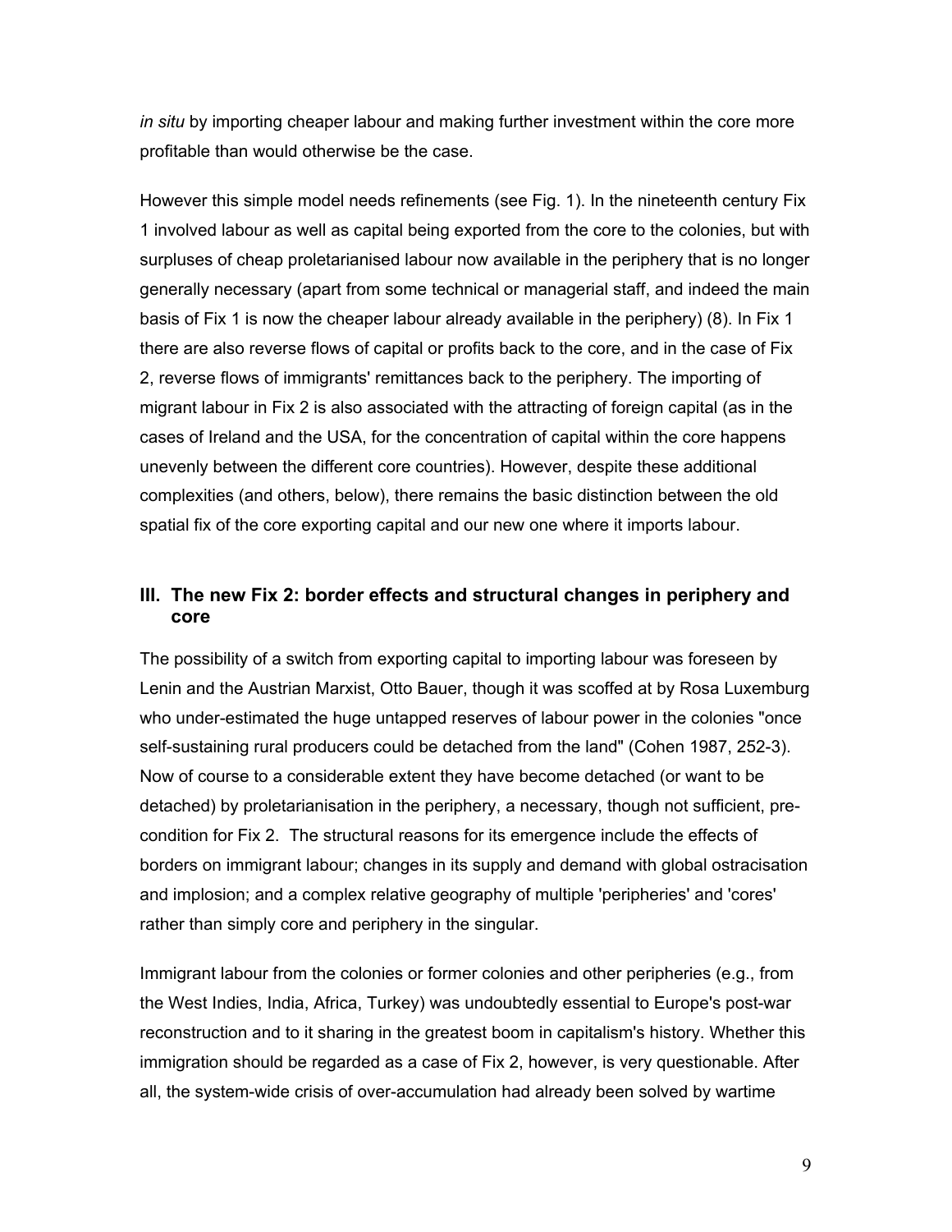*in situ* by importing cheaper labour and making further investment within the core more profitable than would otherwise be the case.

However this simple model needs refinements (see Fig. 1). In the nineteenth century Fix 1 involved labour as well as capital being exported from the core to the colonies, but with surpluses of cheap proletarianised labour now available in the periphery that is no longer generally necessary (apart from some technical or managerial staff, and indeed the main basis of Fix 1 is now the cheaper labour already available in the periphery) (8). In Fix 1 there are also reverse flows of capital or profits back to the core, and in the case of Fix 2, reverse flows of immigrants' remittances back to the periphery. The importing of migrant labour in Fix 2 is also associated with the attracting of foreign capital (as in the cases of Ireland and the USA, for the concentration of capital within the core happens unevenly between the different core countries). However, despite these additional complexities (and others, below), there remains the basic distinction between the old spatial fix of the core exporting capital and our new one where it imports labour.

## III. The new Fix 2: border effects and structural changes in periphery and core

The possibility of a switch from exporting capital to importing labour was foreseen by Lenin and the Austrian Marxist, Otto Bauer, though it was scoffed at by Rosa Luxemburg who under-estimated the huge untapped reserves of labour power in the colonies "once self-sustaining rural producers could be detached from the land" (Cohen 1987, 252-3). Now of course to a considerable extent they have become detached (or want to be detached) by proletarianisation in the periphery, a necessary, though not sufficient, pre-condition for Fix 2. The structural reasons for its emergence include the effects of borders on immigrant labour; changes in its supply and demand with global ostracisation and implosion; and a complex relative geography of multiple 'peripheries' and 'cores' rather than simply core and periphery in the singular.

Immigrant labour from the colonies or former colonies and other peripheries (e.g., from the West Indies, India, Africa, Turkey) was undoubtedly essential to Europe's post-war reconstruction and to it sharing in the greatest boom in capitalism's history. Whether this immigration should be regarded as a case of Fix 2, however, is very questionable. After all, the system-wide crisis of over-accumulation had already been solved by wartime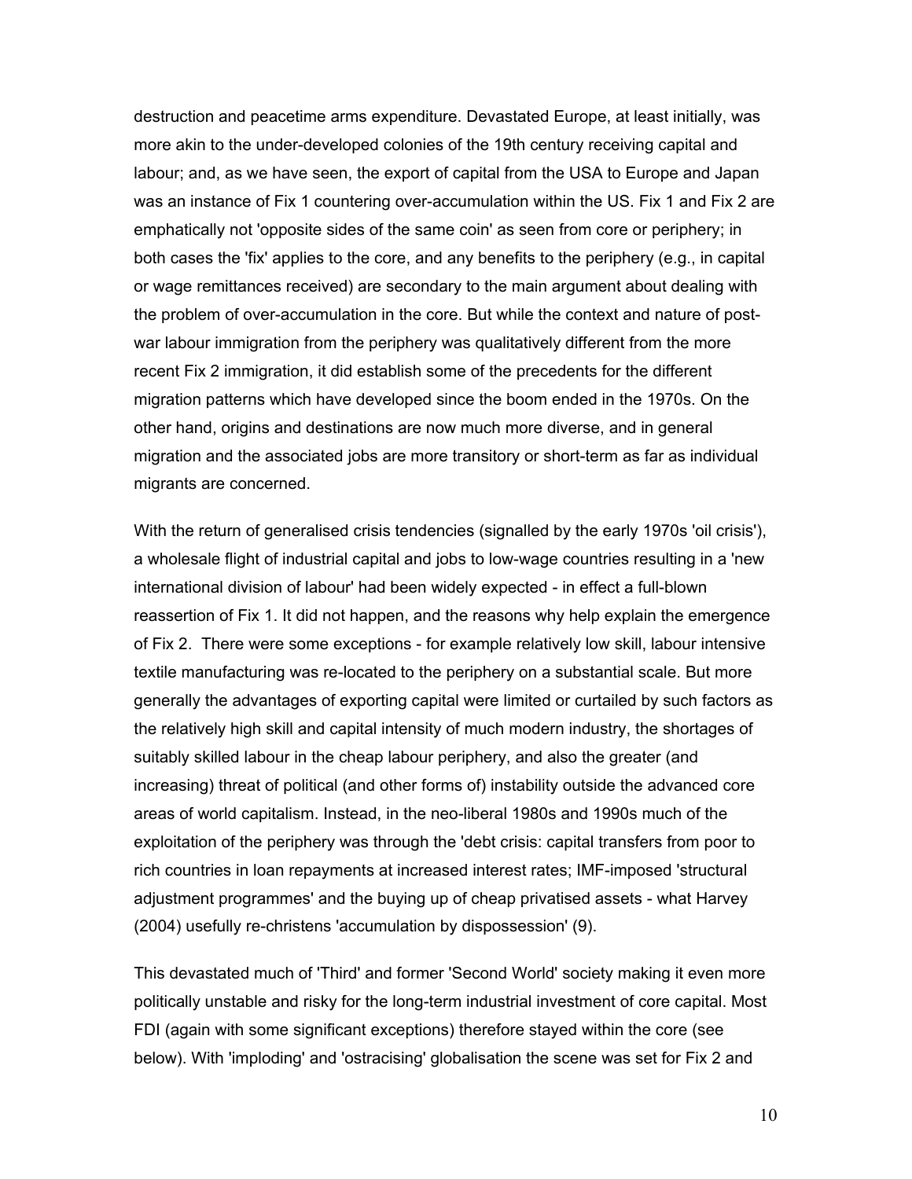destruction and peacetime arms expenditure. Devastated Europe, at least initially, was more akin to the under-developed colonies of the 19th century receiving capital and labour; and, as we have seen, the export of capital from the USA to Europe and Japan was an instance of Fix 1 countering over-accumulation within the US. Fix 1 and Fix 2 are emphatically not 'opposite sides of the same coin' as seen from core or periphery; in both cases the 'fix' applies to the core, and any benefits to the periphery (e.g., in capital or wage remittances received) are secondary to the main argument about dealing with the problem of over-accumulation in the core. But while the context and nature of post-war labour immigration from the periphery was qualitatively different from the more recent Fix 2 immigration, it did establish some of the precedents for the different migration patterns which have developed since the boom ended in the 1970s. On the other hand, origins and destinations are now much more diverse, and in general migration and the associated jobs are more transitory or short-term as far as individual migrants are concerned.

With the return of generalised crisis tendencies (signalled by the early 1970s 'oil crisis'), a wholesale flight of industrial capital and jobs to low-wage countries resulting in a 'new international division of labour' had been widely expected - in effect a full-blown reassertion of Fix 1. It did not happen, and the reasons why help explain the emergence of Fix 2. There were some exceptions - for example relatively low skill, labour intensive textile manufacturing was re-located to the periphery on a substantial scale. But more generally the advantages of exporting capital were limited or curtailed by such factors as the relatively high skill and capital intensity of much modern industry, the shortages of suitably skilled labour in the cheap labour periphery, and also the greater (and increasing) threat of political (and other forms of) instability outside the advanced core areas of world capitalism. Instead, in the neo-liberal 1980s and 1990s much of the exploitation of the periphery was through the 'debt crisis: capital transfers from poor to rich countries in loan repayments at increased interest rates; IMF-imposed 'structural adjustment programmes' and the buying up of cheap privatised assets - what Harvey (2004) usefully re-christens 'accumulation by dispossession' (9).

This devastated much of 'Third' and former 'Second World' society making it even more politically unstable and risky for the long-term industrial investment of core capital. Most FDI (again with some significant exceptions) therefore stayed within the core (see below). With 'imploding' and 'ostracising' globalisation the scene was set for Fix 2 and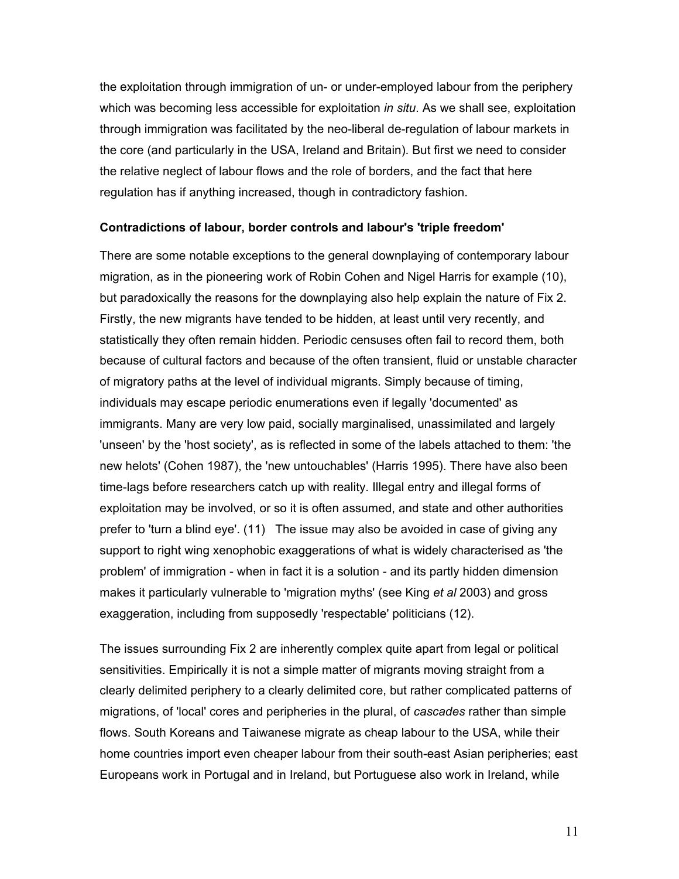the exploitation through immigration of un- or under-employed labour from the periphery which was becoming less accessible for exploitation *in situ*. As we shall see, exploitation through immigration was facilitated by the neo-liberal de-regulation of labour markets in the core (and particularly in the USA, Ireland and Britain). But first we need to consider the relative neglect of labour flows and the role of borders, and the fact that here regulation has if anything increased, though in contradictory fashion.

**Contradictions of labour, border controls and labour's 'triple freedom'**

There are some notable exceptions to the general downplaying of contemporary labour migration, as in the pioneering work of Robin Cohen and Nigel Harris for example (10), but paradoxically the reasons for the downplaying also help explain the nature of Fix 2. Firstly, the new migrants have tended to be hidden, at least until very recently, and statistically they often remain hidden. Periodic censuses often fail to record them, both because of cultural factors and because of the often transient, fluid or unstable character of migratory paths at the level of individual migrants. Simply because of timing, individuals may escape periodic enumerations even if legally 'documented' as immigrants. Many are very low paid, socially marginalised, unassimilated and largely 'unseen' by the 'host society', as is reflected in some of the labels attached to them: 'the new helots' (Cohen 1987), the 'new untouchables' (Harris 1995). There have also been time-lags before researchers catch up with reality. Illegal entry and illegal forms of exploitation may be involved, or so it is often assumed, and state and other authorities prefer to 'turn a blind eye'. (11) The issue may also be avoided in case of giving any support to right wing xenophobic exaggerations of what is widely characterised as 'the problem' of immigration - when in fact it is a solution - and its partly hidden dimension makes it particularly vulnerable to 'migration myths' (see King *et al* 2003) and gross exaggeration, including from supposedly 'respectable' politicians (12).

The issues surrounding Fix 2 are inherently complex quite apart from legal or political sensitivities. Empirically it is not a simple matter of migrants moving straight from a clearly delimited periphery to a clearly delimited core, but rather complicated patterns of migrations, of 'local' cores and peripheries in the plural, of *cascades* rather than simple flows. South Koreans and Taiwanese migrate as cheap labour to the USA, while their home countries import even cheaper labour from their south-east Asian peripheries; east Europeans work in Portugal and in Ireland, but Portuguese also work in Ireland, while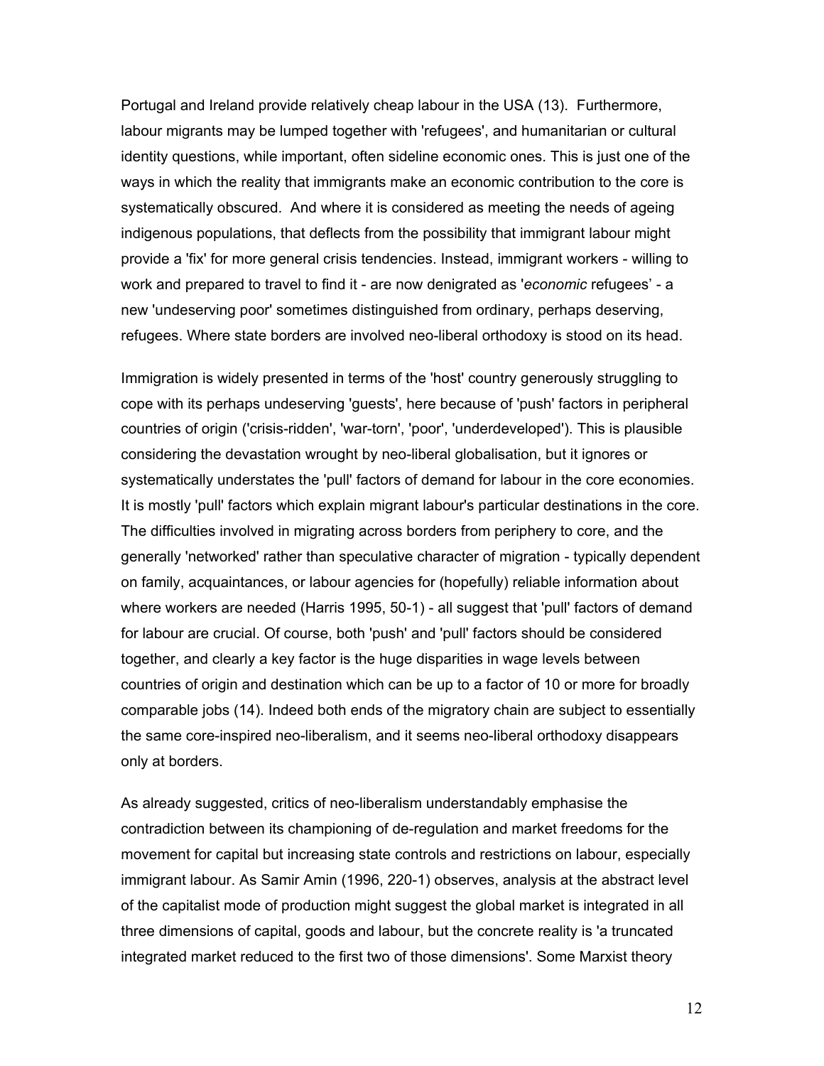Portugal and Ireland provide relatively cheap labour in the USA (13). Furthermore, labour migrants may be lumped together with 'refugees', and humanitarian or cultural identity questions, while important, often sideline economic ones. This is just one of the ways in which the reality that immigrants make an economic contribution to the core is systematically obscured. And where it is considered as meeting the needs of ageing indigenous populations, that deflects from the possibility that immigrant labour might provide a 'fix' for more general crisis tendencies. Instead, immigrant workers - willing to work and prepared to travel to find it - are now denigrated as '*economic* refugees' - a new 'undeserving poor' sometimes distinguished from ordinary, perhaps deserving, refugees. Where state borders are involved neo-liberal orthodoxy is stood on its head.

Immigration is widely presented in terms of the 'host' country generously struggling to cope with its perhaps undeserving 'guests', here because of 'push' factors in peripheral countries of origin ('crisis-ridden', 'war-torn', 'poor', 'underdeveloped'). This is plausible considering the devastation wrought by neo-liberal globalisation, but it ignores or systematically understates the 'pull' factors of demand for labour in the core economies. It is mostly 'pull' factors which explain migrant labour's particular destinations in the core. The difficulties involved in migrating across borders from periphery to core, and the generally 'networked' rather than speculative character of migration - typically dependent on family, acquaintances, or labour agencies for (hopefully) reliable information about where workers are needed (Harris 1995, 50-1) - all suggest that 'pull' factors of demand for labour are crucial. Of course, both 'push' and 'pull' factors should be considered together, and clearly a key factor is the huge disparities in wage levels between countries of origin and destination which can be up to a factor of 10 or more for broadly comparable jobs (14). Indeed both ends of the migratory chain are subject to essentially the same core-inspired neo-liberalism, and it seems neo-liberal orthodoxy disappears only at borders.

As already suggested, critics of neo-liberalism understandably emphasise the contradiction between its championing of de-regulation and market freedoms for the movement for capital but increasing state controls and restrictions on labour, especially immigrant labour. As Samir Amin (1996, 220-1) observes, analysis at the abstract level of the capitalist mode of production might suggest the global market is integrated in all three dimensions of capital, goods and labour, but the concrete reality is 'a truncated integrated market reduced to the first two of those dimensions'. Some Marxist theory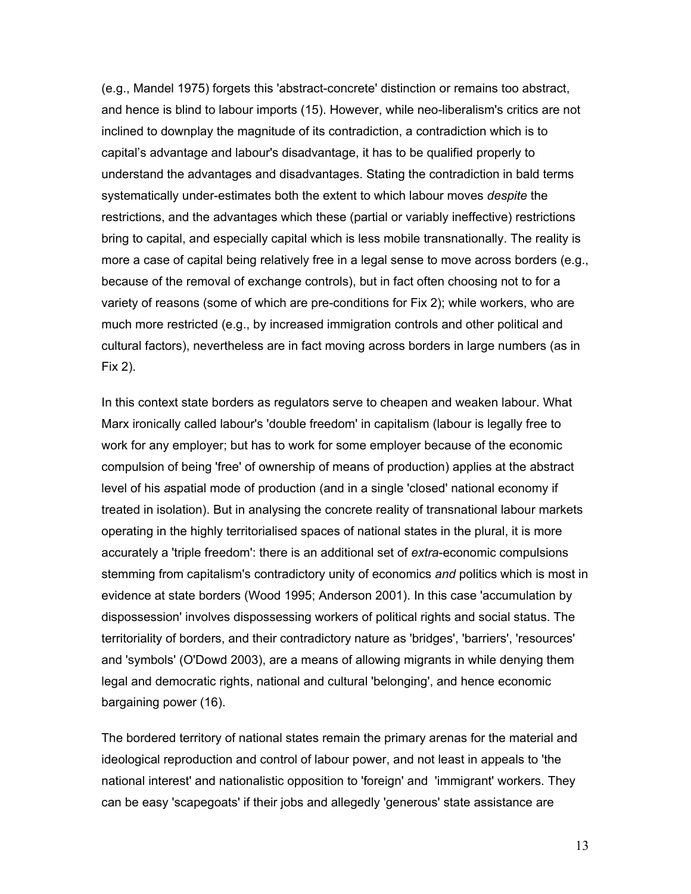(e.g., Mandel 1975) forgets this 'abstract-concrete' distinction or remains too abstract, and hence is blind to labour imports (15). However, while neo-liberalism's critics are not inclined to downplay the magnitude of its contradiction, a contradiction which is to capital's advantage and labour's disadvantage, it has to be qualified properly to understand the advantages and disadvantages. Stating the contradiction in bald terms systematically under-estimates both the extent to which labour moves *despite* the restrictions, and the advantages which these (partial or variably ineffective) restrictions bring to capital, and especially capital which is less mobile transnationally. The reality is more a case of capital being relatively free in a legal sense to move across borders (e.g., because of the removal of exchange controls), but in fact often choosing not to for a variety of reasons (some of which are pre-conditions for Fix 2); while workers, who are much more restricted (e.g., by increased immigration controls and other political and cultural factors), nevertheless are in fact moving across borders in large numbers (as in Fix 2).

In this context state borders as regulators serve to cheapen and weaken labour. What Marx ironically called labour's 'double freedom' in capitalism (labour is legally free to work for any employer; but has to work for some employer because of the economic compulsion of being 'free' of ownership of means of production) applies at the abstract level of his *a*spatial mode of production (and in a single 'closed' national economy if treated in isolation). But in analysing the concrete reality of transnational labour markets operating in the highly territorialised spaces of national states in the plural, it is more accurately a 'triple freedom': there is an additional set of *extra*-economic compulsions stemming from capitalism's contradictory unity of economics *and* politics which is most in evidence at state borders (Wood 1995; Anderson 2001). In this case 'accumulation by dispossession' involves dispossessing workers of political rights and social status. The territoriality of borders, and their contradictory nature as 'bridges', 'barriers', 'resources' and 'symbols' (O'Dowd 2003), are a means of allowing migrants in while denying them legal and democratic rights, national and cultural 'belonging', and hence economic bargaining power (16).

The bordered territory of national states remain the primary arenas for the material and ideological reproduction and control of labour power, and not least in appeals to 'the national interest' and nationalistic opposition to 'foreign' and 'immigrant' workers. They can be easy 'scapegoats' if their jobs and allegedly 'generous' state assistance are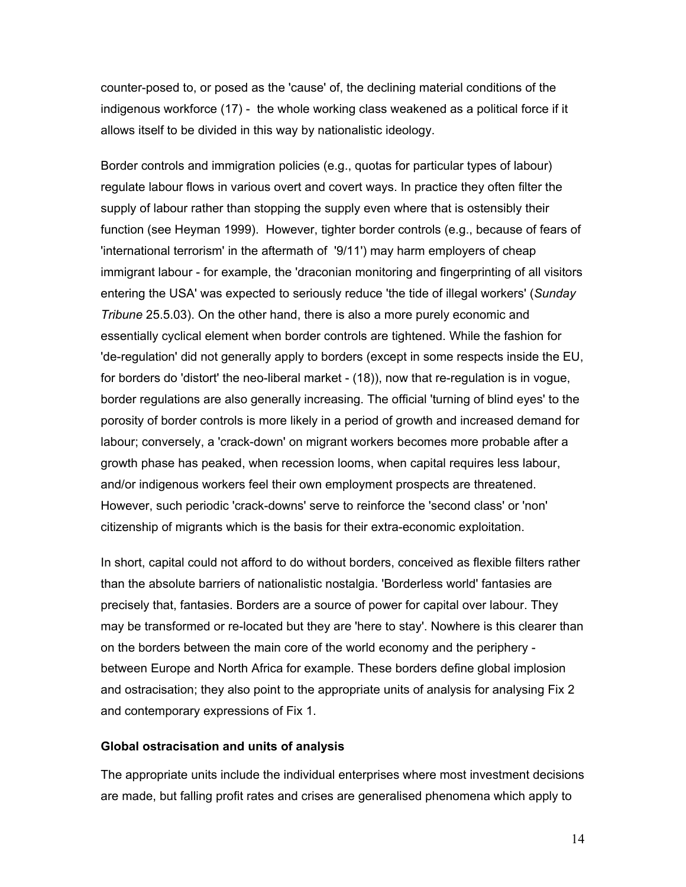counter-posed to, or posed as the 'cause' of, the declining material conditions of the indigenous workforce (17) - the whole working class weakened as a political force if it allows itself to be divided in this way by nationalistic ideology.

Border controls and immigration policies (e.g., quotas for particular types of labour) regulate labour flows in various overt and covert ways. In practice they often filter the supply of labour rather than stopping the supply even where that is ostensibly their function (see Heyman 1999). However, tighter border controls (e.g., because of fears of 'international terrorism' in the aftermath of '9/11') may harm employers of cheap immigrant labour - for example, the 'draconian monitoring and fingerprinting of all visitors entering the USA' was expected to seriously reduce 'the tide of illegal workers' (*Sunday Tribune* 25.5.03). On the other hand, there is also a more purely economic and essentially cyclical element when border controls are tightened. While the fashion for 'de-regulation' did not generally apply to borders (except in some respects inside the EU, for borders do 'distort' the neo-liberal market - (18)), now that re-regulation is in vogue, border regulations are also generally increasing. The official 'turning of blind eyes' to the porosity of border controls is more likely in a period of growth and increased demand for labour; conversely, a 'crack-down' on migrant workers becomes more probable after a growth phase has peaked, when recession looms, when capital requires less labour, and/or indigenous workers feel their own employment prospects are threatened. However, such periodic 'crack-downs' serve to reinforce the 'second class' or 'non' citizenship of migrants which is the basis for their extra-economic exploitation.

In short, capital could not afford to do without borders, conceived as flexible filters rather than the absolute barriers of nationalistic nostalgia. 'Borderless world' fantasies are precisely that, fantasies. Borders are a source of power for capital over labour. They may be transformed or re-located but they are 'here to stay'. Nowhere is this clearer than on the borders between the main core of the world economy and the periphery - between Europe and North Africa for example. These borders define global implosion and ostracisation; they also point to the appropriate units of analysis for analysing Fix 2 and contemporary expressions of Fix 1.

**Global ostracisation and units of analysis**

The appropriate units include the individual enterprises where most investment decisions are made, but falling profit rates and crises are generalised phenomena which apply to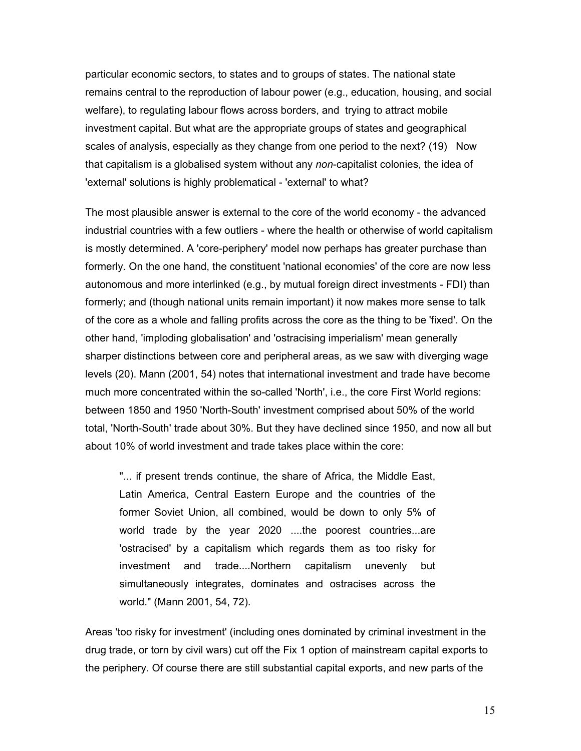particular economic sectors, to states and to groups of states. The national state remains central to the reproduction of labour power (e.g., education, housing, and social welfare), to regulating labour flows across borders, and trying to attract mobile investment capital. But what are the appropriate groups of states and geographical scales of analysis, especially as they change from one period to the next? (19) Now that capitalism is a globalised system without any *non*-capitalist colonies, the idea of 'external' solutions is highly problematical - 'external' to what?

The most plausible answer is external to the core of the world economy - the advanced industrial countries with a few outliers - where the health or otherwise of world capitalism is mostly determined. A 'core-periphery' model now perhaps has greater purchase than formerly. On the one hand, the constituent 'national economies' of the core are now less autonomous and more interlinked (e.g., by mutual foreign direct investments - FDI) than formerly; and (though national units remain important) it now makes more sense to talk of the core as a whole and falling profits across the core as the thing to be 'fixed'. On the other hand, 'imploding globalisation' and 'ostracising imperialism' mean generally sharper distinctions between core and peripheral areas, as we saw with diverging wage levels (20). Mann (2001, 54) notes that international investment and trade have become much more concentrated within the so-called 'North', i.e., the core First World regions: between 1850 and 1950 'North-South' investment comprised about 50% of the world total, 'North-South' trade about 30%. But they have declined since 1950, and now all but about 10% of world investment and trade takes place within the core:

> "... if present trends continue, the share of Africa, the Middle East, Latin America, Central Eastern Europe and the countries of the former Soviet Union, all combined, would be down to only 5% of world trade by the year 2020 ....the poorest countries...are 'ostracised' by a capitalism which regards them as too risky for investment and trade....Northern capitalism unevenly but simultaneously integrates, dominates and ostracises across the world." (Mann 2001, 54, 72).

Areas 'too risky for investment' (including ones dominated by criminal investment in the drug trade, or torn by civil wars) cut off the Fix 1 option of mainstream capital exports to the periphery. Of course there are still substantial capital exports, and new parts of the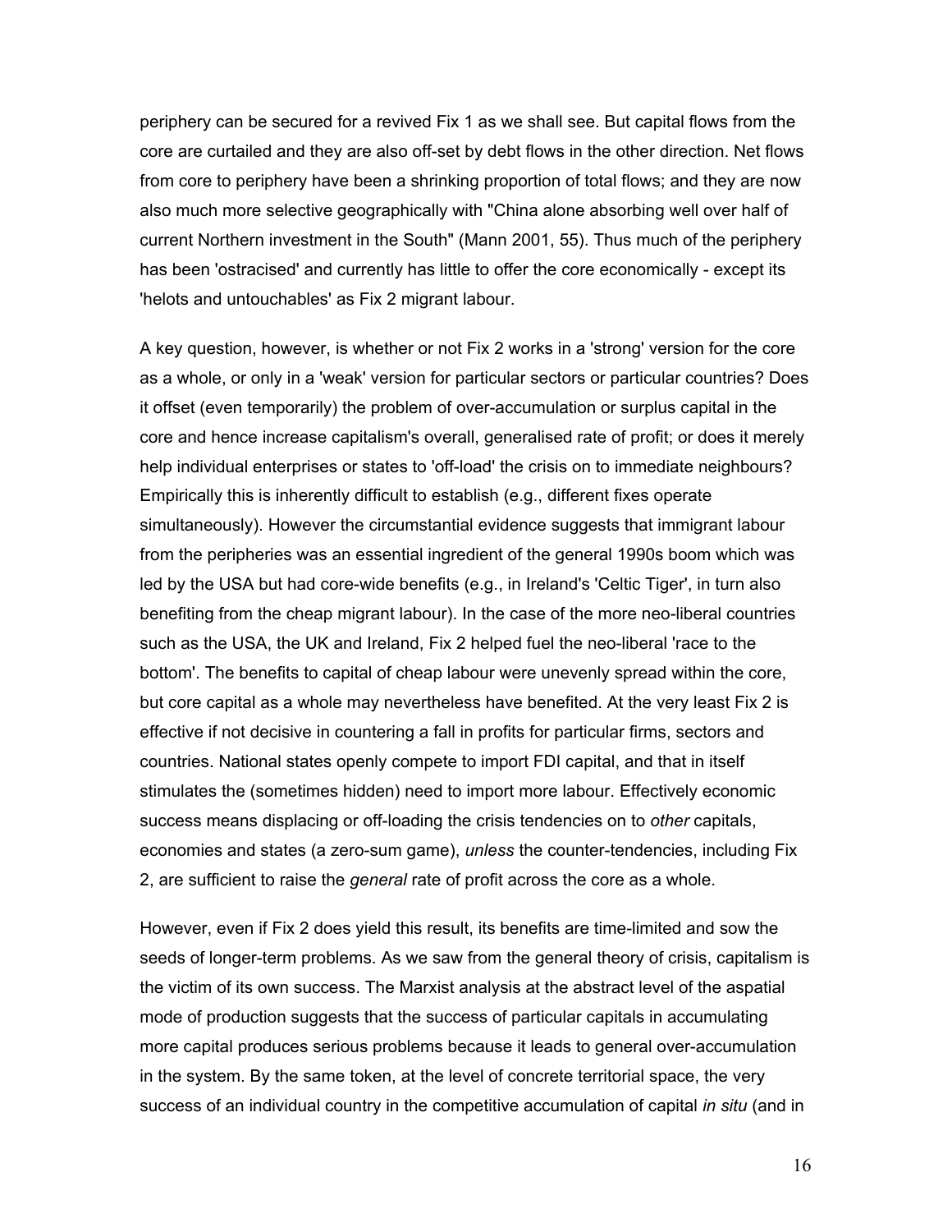periphery can be secured for a revived Fix 1 as we shall see. But capital flows from the core are curtailed and they are also off-set by debt flows in the other direction. Net flows from core to periphery have been a shrinking proportion of total flows; and they are now also much more selective geographically with "China alone absorbing well over half of current Northern investment in the South" (Mann 2001, 55). Thus much of the periphery has been 'ostracised' and currently has little to offer the core economically - except its 'helots and untouchables' as Fix 2 migrant labour.

A key question, however, is whether or not Fix 2 works in a 'strong' version for the core as a whole, or only in a 'weak' version for particular sectors or particular countries? Does it offset (even temporarily) the problem of over-accumulation or surplus capital in the core and hence increase capitalism's overall, generalised rate of profit; or does it merely help individual enterprises or states to 'off-load' the crisis on to immediate neighbours? Empirically this is inherently difficult to establish (e.g., different fixes operate simultaneously). However the circumstantial evidence suggests that immigrant labour from the peripheries was an essential ingredient of the general 1990s boom which was led by the USA but had core-wide benefits (e.g., in Ireland's 'Celtic Tiger', in turn also benefiting from the cheap migrant labour). In the case of the more neo-liberal countries such as the USA, the UK and Ireland, Fix 2 helped fuel the neo-liberal 'race to the bottom'. The benefits to capital of cheap labour were unevenly spread within the core, but core capital as a whole may nevertheless have benefited. At the very least Fix 2 is effective if not decisive in countering a fall in profits for particular firms, sectors and countries. National states openly compete to import FDI capital, and that in itself stimulates the (sometimes hidden) need to import more labour. Effectively economic success means displacing or off-loading the crisis tendencies on to *other* capitals, economies and states (a zero-sum game), *unless* the counter-tendencies, including Fix 2, are sufficient to raise the *general* rate of profit across the core as a whole.

However, even if Fix 2 does yield this result, its benefits are time-limited and sow the seeds of longer-term problems. As we saw from the general theory of crisis, capitalism is the victim of its own success. The Marxist analysis at the abstract level of the aspatial mode of production suggests that the success of particular capitals in accumulating more capital produces serious problems because it leads to general over-accumulation in the system. By the same token, at the level of concrete territorial space, the very success of an individual country in the competitive accumulation of capital *in situ* (and in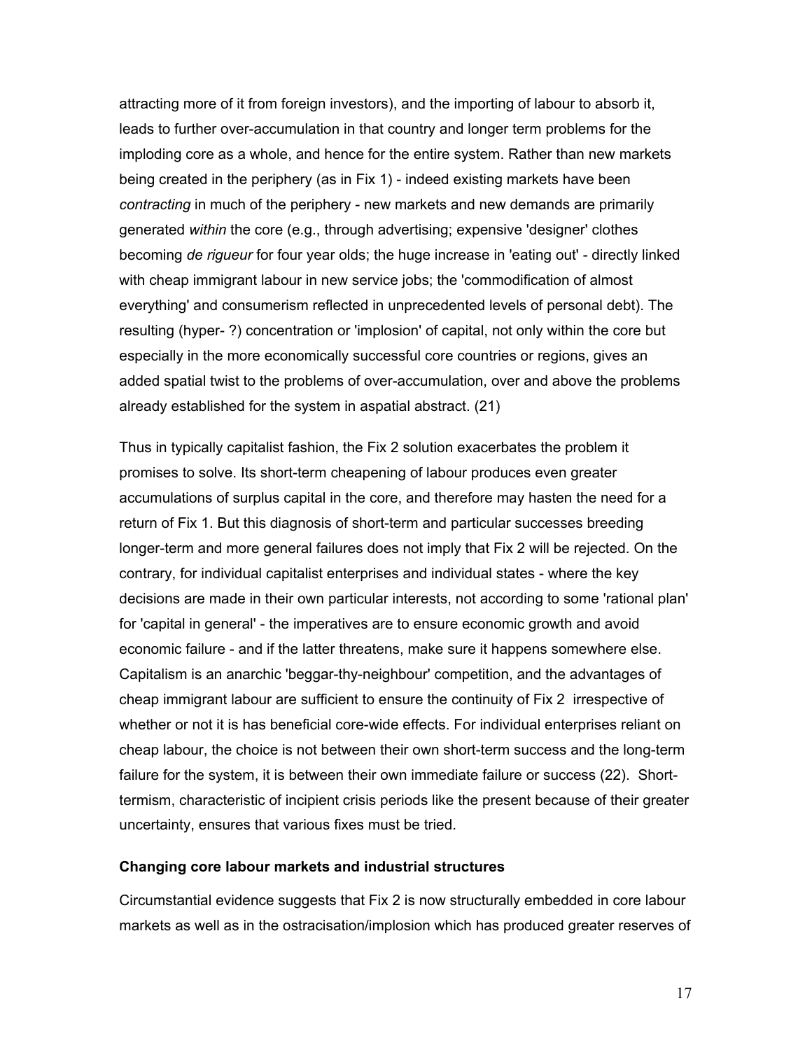attracting more of it from foreign investors), and the importing of labour to absorb it, leads to further over-accumulation in that country and longer term problems for the imploding core as a whole, and hence for the entire system. Rather than new markets being created in the periphery (as in Fix 1) - indeed existing markets have been *contracting* in much of the periphery - new markets and new demands are primarily generated *within* the core (e.g., through advertising; expensive 'designer' clothes becoming *de rigueur* for four year olds; the huge increase in 'eating out' - directly linked with cheap immigrant labour in new service jobs; the 'commodification of almost everything' and consumerism reflected in unprecedented levels of personal debt). The resulting (hyper- ?) concentration or 'implosion' of capital, not only within the core but especially in the more economically successful core countries or regions, gives an added spatial twist to the problems of over-accumulation, over and above the problems already established for the system in aspatial abstract. (21)

Thus in typically capitalist fashion, the Fix 2 solution exacerbates the problem it promises to solve. Its short-term cheapening of labour produces even greater accumulations of surplus capital in the core, and therefore may hasten the need for a return of Fix 1. But this diagnosis of short-term and particular successes breeding longer-term and more general failures does not imply that Fix 2 will be rejected. On the contrary, for individual capitalist enterprises and individual states - where the key decisions are made in their own particular interests, not according to some 'rational plan' for 'capital in general' - the imperatives are to ensure economic growth and avoid economic failure - and if the latter threatens, make sure it happens somewhere else. Capitalism is an anarchic 'beggar-thy-neighbour' competition, and the advantages of cheap immigrant labour are sufficient to ensure the continuity of Fix 2 irrespective of whether or not it is has beneficial core-wide effects. For individual enterprises reliant on cheap labour, the choice is not between their own short-term success and the long-term failure for the system, it is between their own immediate failure or success (22). Short-termism, characteristic of incipient crisis periods like the present because of their greater uncertainty, ensures that various fixes must be tried.

**Changing core labour markets and industrial structures**

Circumstantial evidence suggests that Fix 2 is now structurally embedded in core labour markets as well as in the ostracisation/implosion which has produced greater reserves of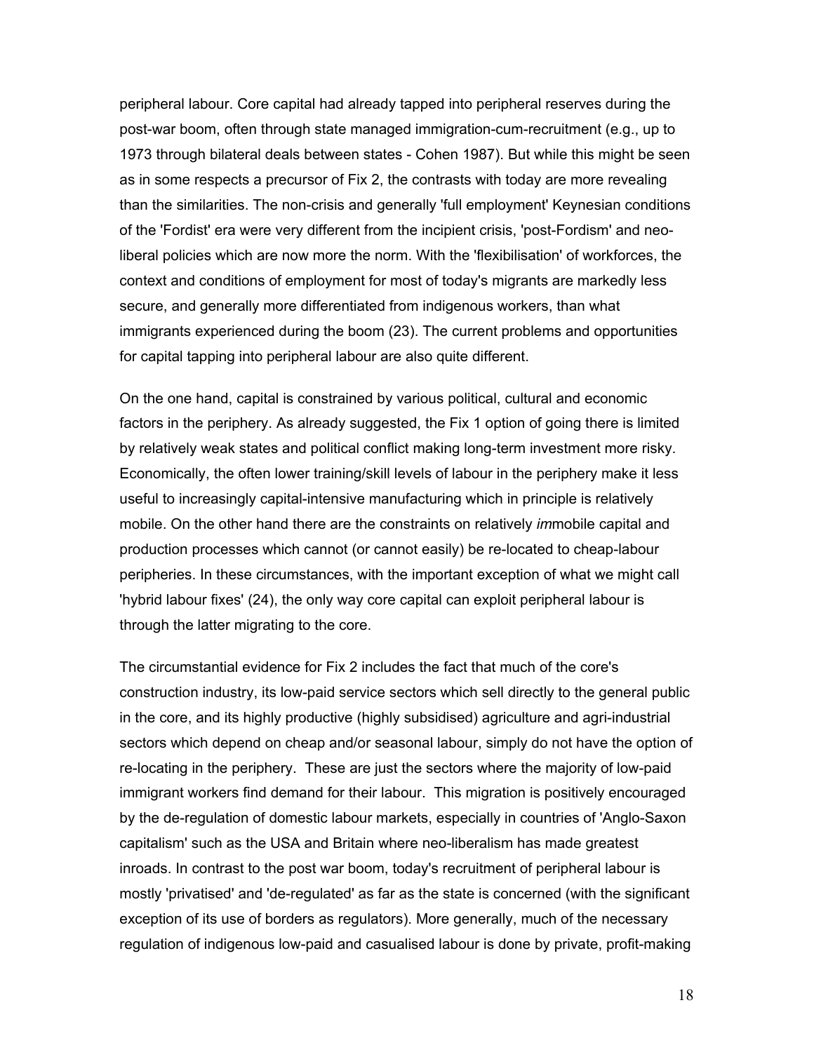peripheral labour. Core capital had already tapped into peripheral reserves during the post-war boom, often through state managed immigration-cum-recruitment (e.g., up to 1973 through bilateral deals between states - Cohen 1987). But while this might be seen as in some respects a precursor of Fix 2, the contrasts with today are more revealing than the similarities. The non-crisis and generally 'full employment' Keynesian conditions of the 'Fordist' era were very different from the incipient crisis, 'post-Fordism' and neo-liberal policies which are now more the norm. With the 'flexibilisation' of workforces, the context and conditions of employment for most of today's migrants are markedly less secure, and generally more differentiated from indigenous workers, than what immigrants experienced during the boom (23). The current problems and opportunities for capital tapping into peripheral labour are also quite different.

On the one hand, capital is constrained by various political, cultural and economic factors in the periphery. As already suggested, the Fix 1 option of going there is limited by relatively weak states and political conflict making long-term investment more risky. Economically, the often lower training/skill levels of labour in the periphery make it less useful to increasingly capital-intensive manufacturing which in principle is relatively mobile. On the other hand there are the constraints on relatively *im*mobile capital and production processes which cannot (or cannot easily) be re-located to cheap-labour peripheries. In these circumstances, with the important exception of what we might call 'hybrid labour fixes' (24), the only way core capital can exploit peripheral labour is through the latter migrating to the core.

The circumstantial evidence for Fix 2 includes the fact that much of the core's construction industry, its low-paid service sectors which sell directly to the general public in the core, and its highly productive (highly subsidised) agriculture and agri-industrial sectors which depend on cheap and/or seasonal labour, simply do not have the option of re-locating in the periphery. These are just the sectors where the majority of low-paid immigrant workers find demand for their labour. This migration is positively encouraged by the de-regulation of domestic labour markets, especially in countries of 'Anglo-Saxon capitalism' such as the USA and Britain where neo-liberalism has made greatest inroads. In contrast to the post war boom, today's recruitment of peripheral labour is mostly 'privatised' and 'de-regulated' as far as the state is concerned (with the significant exception of its use of borders as regulators). More generally, much of the necessary regulation of indigenous low-paid and casualised labour is done by private, profit-making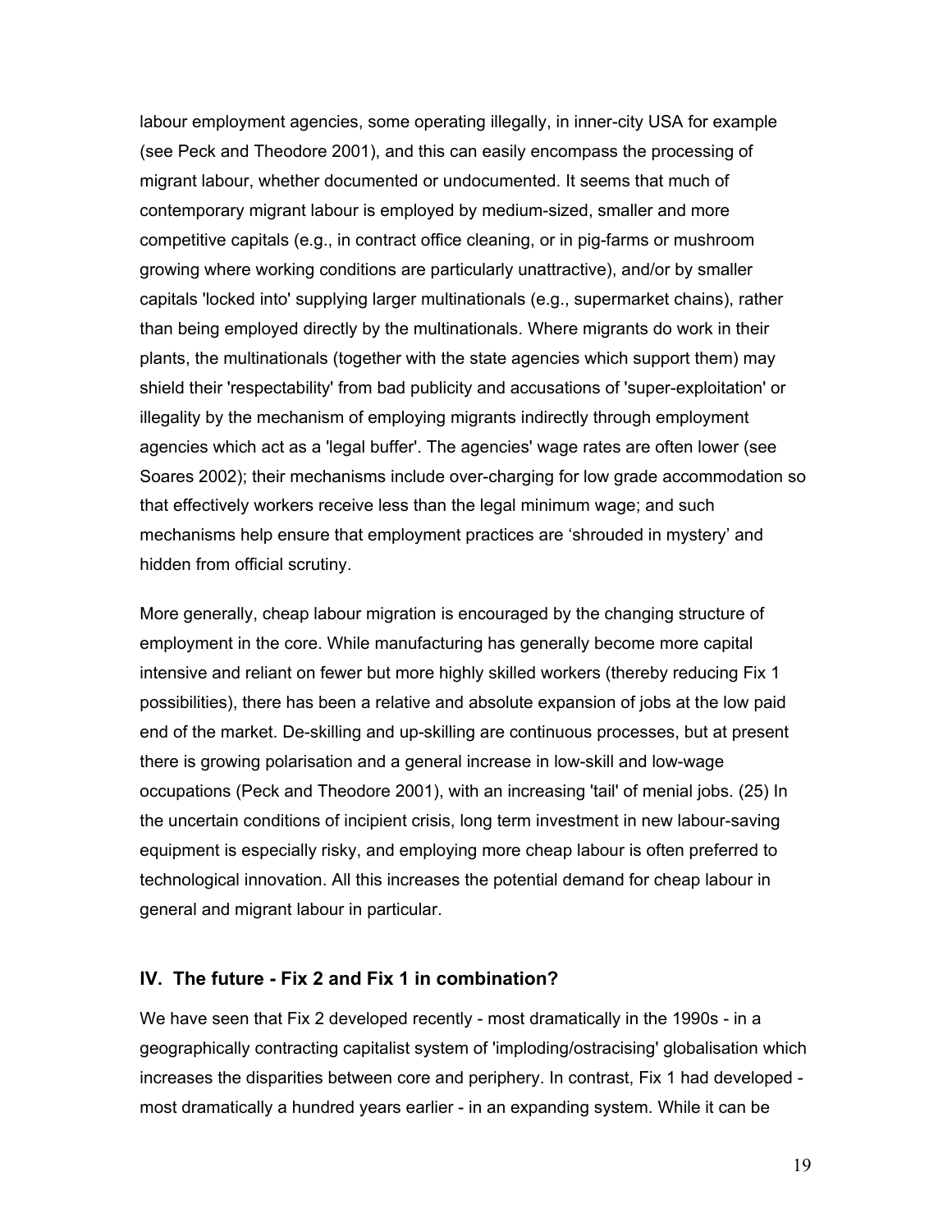labour employment agencies, some operating illegally, in inner-city USA for example (see Peck and Theodore 2001), and this can easily encompass the processing of migrant labour, whether documented or undocumented. It seems that much of contemporary migrant labour is employed by medium-sized, smaller and more competitive capitals (e.g., in contract office cleaning, or in pig-farms or mushroom growing where working conditions are particularly unattractive), and/or by smaller capitals 'locked into' supplying larger multinationals (e.g., supermarket chains), rather than being employed directly by the multinationals. Where migrants do work in their plants, the multinationals (together with the state agencies which support them) may shield their 'respectability' from bad publicity and accusations of 'super-exploitation' or illegality by the mechanism of employing migrants indirectly through employment agencies which act as a 'legal buffer'. The agencies' wage rates are often lower (see Soares 2002); their mechanisms include over-charging for low grade accommodation so that effectively workers receive less than the legal minimum wage; and such mechanisms help ensure that employment practices are ‘shrouded in mystery’ and hidden from official scrutiny.

More generally, cheap labour migration is encouraged by the changing structure of employment in the core. While manufacturing has generally become more capital intensive and reliant on fewer but more highly skilled workers (thereby reducing Fix 1 possibilities), there has been a relative and absolute expansion of jobs at the low paid end of the market. De-skilling and up-skilling are continuous processes, but at present there is growing polarisation and a general increase in low-skill and low-wage occupations (Peck and Theodore 2001), with an increasing 'tail' of menial jobs. (25) In the uncertain conditions of incipient crisis, long term investment in new labour-saving equipment is especially risky, and employing more cheap labour is often preferred to technological innovation. All this increases the potential demand for cheap labour in general and migrant labour in particular.

### IV. The future - Fix 2 and Fix 1 in combination?

We have seen that Fix 2 developed recently - most dramatically in the 1990s - in a geographically contracting capitalist system of 'imploding/ostracising' globalisation which increases the disparities between core and periphery. In contrast, Fix 1 had developed - most dramatically a hundred years earlier - in an expanding system. While it can be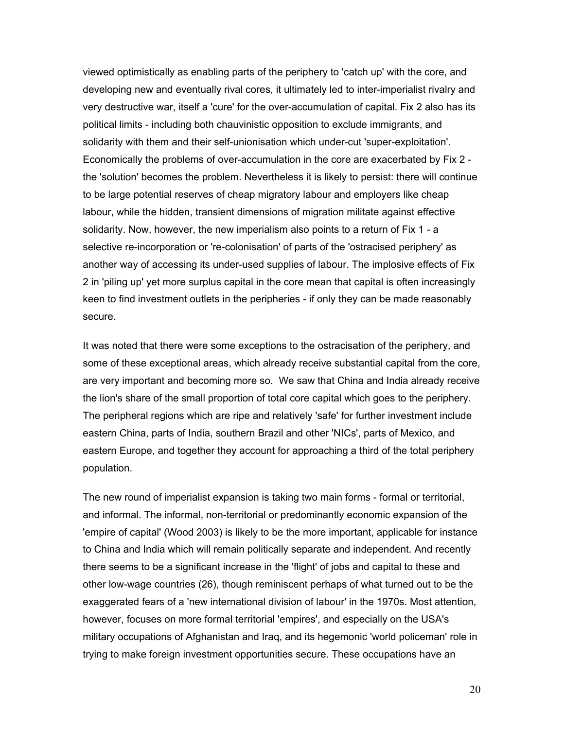viewed optimistically as enabling parts of the periphery to 'catch up' with the core, and developing new and eventually rival cores, it ultimately led to inter-imperialist rivalry and very destructive war, itself a 'cure' for the over-accumulation of capital. Fix 2 also has its political limits - including both chauvinistic opposition to exclude immigrants, and solidarity with them and their self-unionisation which under-cut 'super-exploitation'. Economically the problems of over-accumulation in the core are exacerbated by Fix 2 - the 'solution' becomes the problem. Nevertheless it is likely to persist: there will continue to be large potential reserves of cheap migratory labour and employers like cheap labour, while the hidden, transient dimensions of migration militate against effective solidarity. Now, however, the new imperialism also points to a return of Fix 1 - a selective re-incorporation or 're-colonisation' of parts of the 'ostracised periphery' as another way of accessing its under-used supplies of labour. The implosive effects of Fix 2 in 'piling up' yet more surplus capital in the core mean that capital is often increasingly keen to find investment outlets in the peripheries - if only they can be made reasonably secure.

It was noted that there were some exceptions to the ostracisation of the periphery, and some of these exceptional areas, which already receive substantial capital from the core, are very important and becoming more so. We saw that China and India already receive the lion's share of the small proportion of total core capital which goes to the periphery. The peripheral regions which are ripe and relatively 'safe' for further investment include eastern China, parts of India, southern Brazil and other 'NICs', parts of Mexico, and eastern Europe, and together they account for approaching a third of the total periphery population.

The new round of imperialist expansion is taking two main forms - formal or territorial, and informal. The informal, non-territorial or predominantly economic expansion of the 'empire of capital' (Wood 2003) is likely to be the more important, applicable for instance to China and India which will remain politically separate and independent. And recently there seems to be a significant increase in the 'flight' of jobs and capital to these and other low-wage countries (26), though reminiscent perhaps of what turned out to be the exaggerated fears of a 'new international division of labour' in the 1970s. Most attention, however, focuses on more formal territorial 'empires', and especially on the USA's military occupations of Afghanistan and Iraq, and its hegemonic 'world policeman' role in trying to make foreign investment opportunities secure. These occupations have an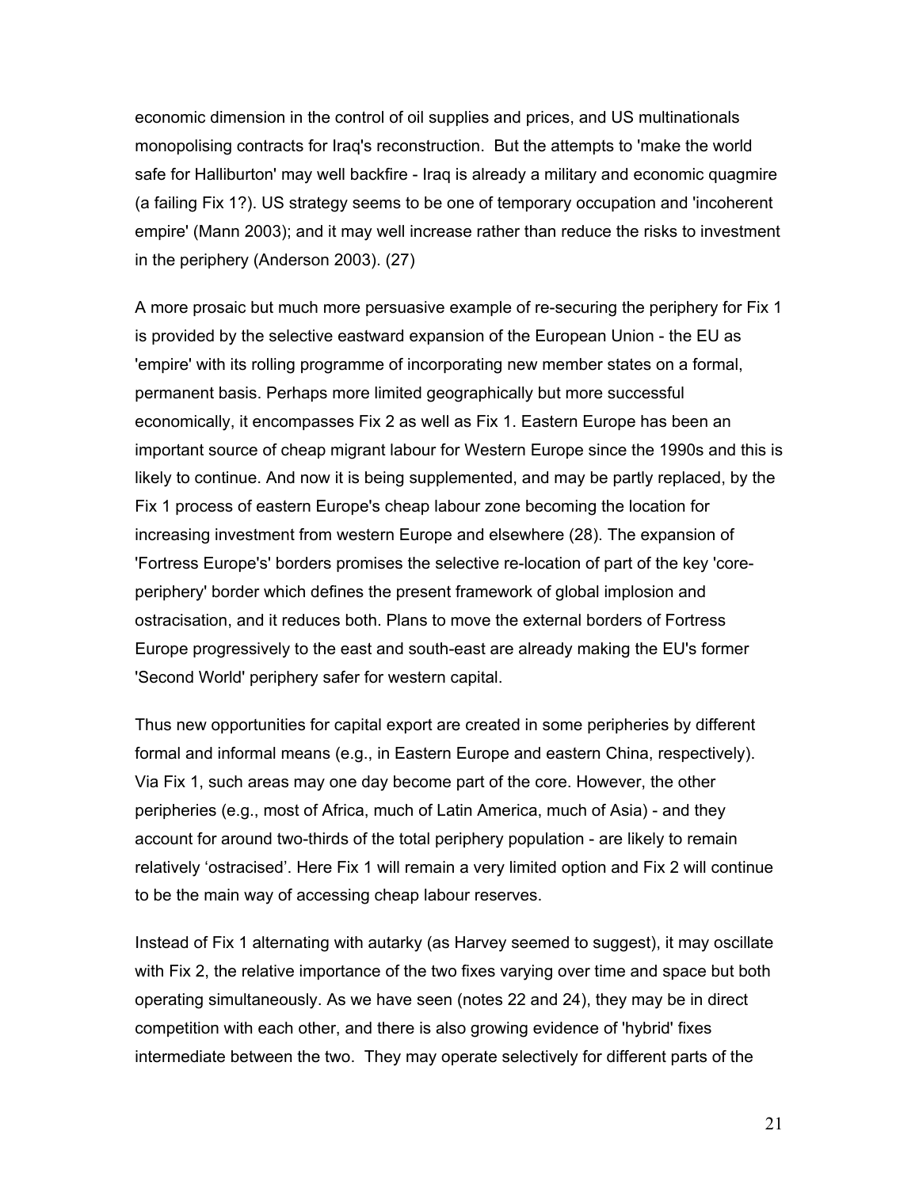economic dimension in the control of oil supplies and prices, and US multinationals monopolising contracts for Iraq's reconstruction. But the attempts to 'make the world safe for Halliburton' may well backfire - Iraq is already a military and economic quagmire (a failing Fix 1?). US strategy seems to be one of temporary occupation and 'incoherent empire' (Mann 2003); and it may well increase rather than reduce the risks to investment in the periphery (Anderson 2003). (27)

A more prosaic but much more persuasive example of re-securing the periphery for Fix 1 is provided by the selective eastward expansion of the European Union - the EU as 'empire' with its rolling programme of incorporating new member states on a formal, permanent basis. Perhaps more limited geographically but more successful economically, it encompasses Fix 2 as well as Fix 1. Eastern Europe has been an important source of cheap migrant labour for Western Europe since the 1990s and this is likely to continue. And now it is being supplemented, and may be partly replaced, by the Fix 1 process of eastern Europe's cheap labour zone becoming the location for increasing investment from western Europe and elsewhere (28). The expansion of 'Fortress Europe's' borders promises the selective re-location of part of the key 'core-periphery' border which defines the present framework of global implosion and ostracisation, and it reduces both. Plans to move the external borders of Fortress Europe progressively to the east and south-east are already making the EU's former 'Second World' periphery safer for western capital.

Thus new opportunities for capital export are created in some peripheries by different formal and informal means (e.g., in Eastern Europe and eastern China, respectively). Via Fix 1, such areas may one day become part of the core. However, the other peripheries (e.g., most of Africa, much of Latin America, much of Asia) - and they account for around two-thirds of the total periphery population - are likely to remain relatively 'ostracised'. Here Fix 1 will remain a very limited option and Fix 2 will continue to be the main way of accessing cheap labour reserves.

Instead of Fix 1 alternating with autarky (as Harvey seemed to suggest), it may oscillate with Fix 2, the relative importance of the two fixes varying over time and space but both operating simultaneously. As we have seen (notes 22 and 24), they may be in direct competition with each other, and there is also growing evidence of 'hybrid' fixes intermediate between the two. They may operate selectively for different parts of the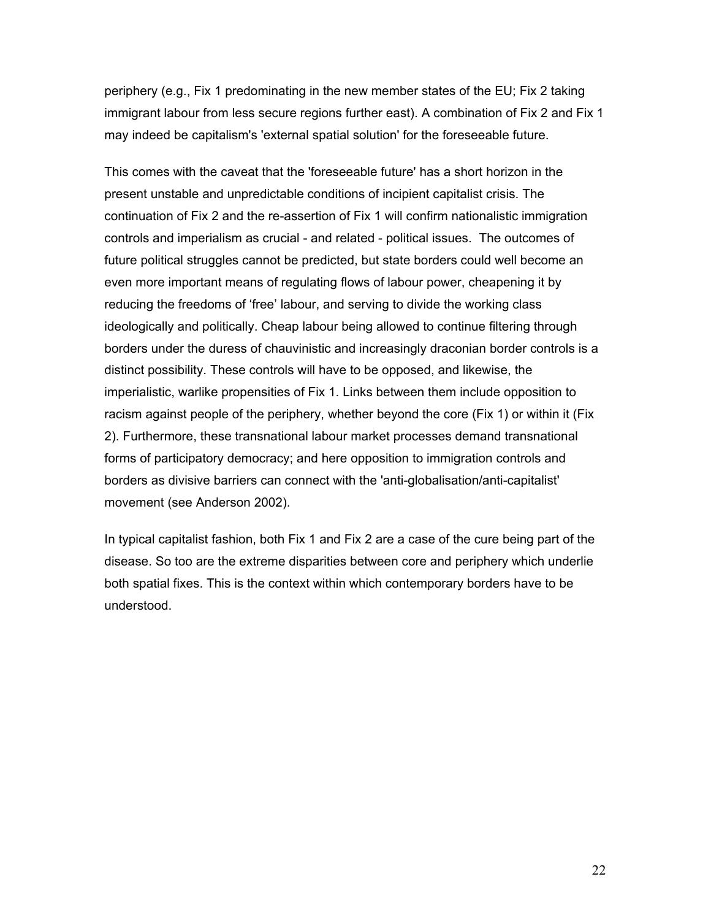periphery (e.g., Fix 1 predominating in the new member states of the EU; Fix 2 taking immigrant labour from less secure regions further east). A combination of Fix 2 and Fix 1 may indeed be capitalism's 'external spatial solution' for the foreseeable future.

This comes with the caveat that the 'foreseeable future' has a short horizon in the present unstable and unpredictable conditions of incipient capitalist crisis. The continuation of Fix 2 and the re-assertion of Fix 1 will confirm nationalistic immigration controls and imperialism as crucial - and related - political issues. The outcomes of future political struggles cannot be predicted, but state borders could well become an even more important means of regulating flows of labour power, cheapening it by reducing the freedoms of 'free' labour, and serving to divide the working class ideologically and politically. Cheap labour being allowed to continue filtering through borders under the duress of chauvinistic and increasingly draconian border controls is a distinct possibility. These controls will have to be opposed, and likewise, the imperialistic, warlike propensities of Fix 1. Links between them include opposition to racism against people of the periphery, whether beyond the core (Fix 1) or within it (Fix 2). Furthermore, these transnational labour market processes demand transnational forms of participatory democracy; and here opposition to immigration controls and borders as divisive barriers can connect with the 'anti-globalisation/anti-capitalist' movement (see Anderson 2002).

In typical capitalist fashion, both Fix 1 and Fix 2 are a case of the cure being part of the disease. So too are the extreme disparities between core and periphery which underlie both spatial fixes. This is the context within which contemporary borders have to be understood.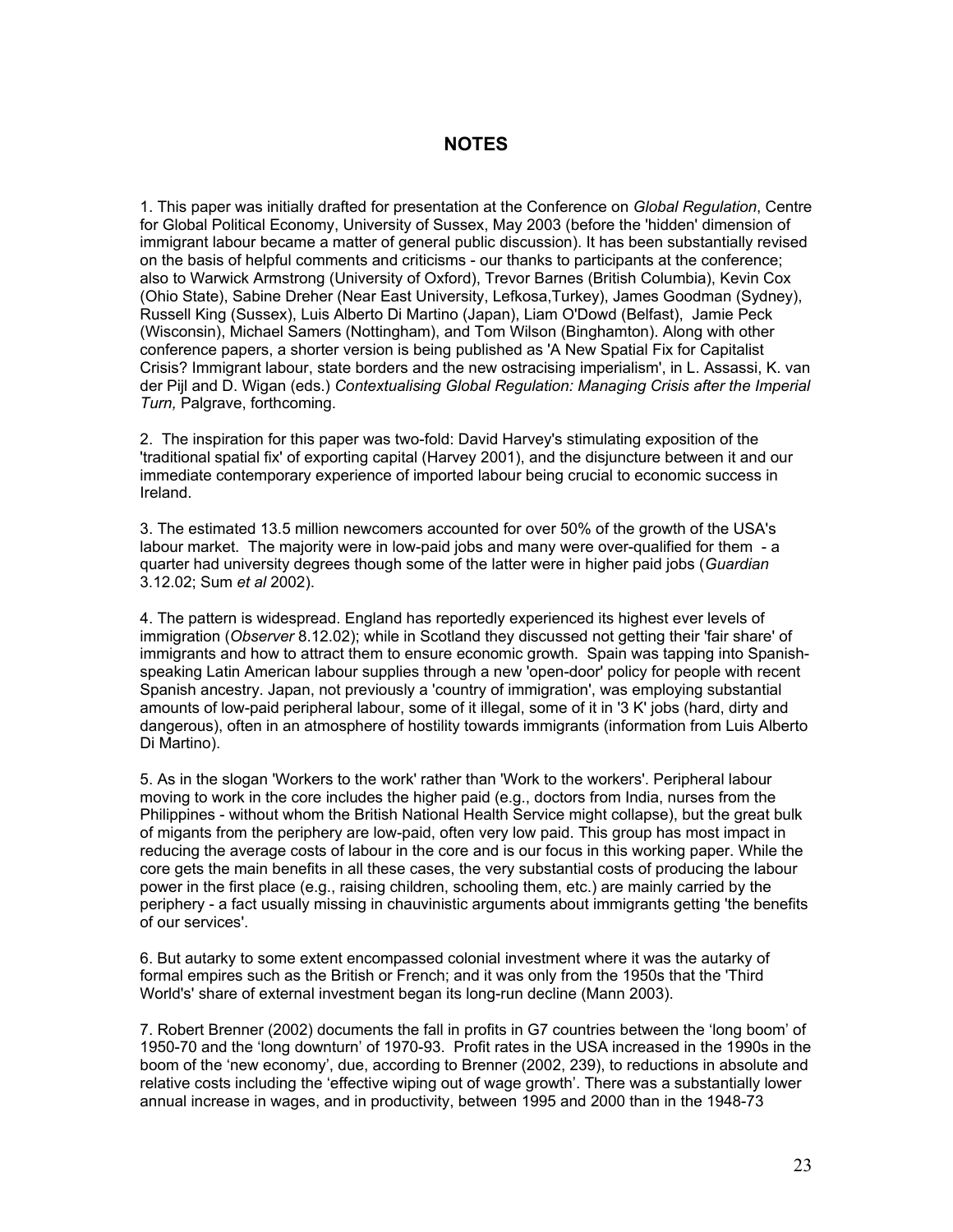## NOTES

1. This paper was initially drafted for presentation at the Conference on *Global Regulation*, Centre for Global Political Economy, University of Sussex, May 2003 (before the 'hidden' dimension of immigrant labour became a matter of general public discussion). It has been substantially revised on the basis of helpful comments and criticisms - our thanks to participants at the conference; also to Warwick Armstrong (University of Oxford), Trevor Barnes (British Columbia), Kevin Cox (Ohio State), Sabine Dreher (Near East University, Lefkosa,Turkey), James Goodman (Sydney), Russell King (Sussex), Luis Alberto Di Martino (Japan), Liam O'Dowd (Belfast), Jamie Peck (Wisconsin), Michael Samers (Nottingham), and Tom Wilson (Binghamton). Along with other conference papers, a shorter version is being published as 'A New Spatial Fix for Capitalist Crisis? Immigrant labour, state borders and the new ostracising imperialism', in L. Assassi, K. van der Pijl and D. Wigan (eds.) *Contextualising Global Regulation: Managing Crisis after the Imperial Turn,* Palgrave, forthcoming.

2. The inspiration for this paper was two-fold: David Harvey's stimulating exposition of the 'traditional spatial fix' of exporting capital (Harvey 2001), and the disjuncture between it and our immediate contemporary experience of imported labour being crucial to economic success in Ireland.

3. The estimated 13.5 million newcomers accounted for over 50% of the growth of the USA's labour market. The majority were in low-paid jobs and many were over-qualified for them - a quarter had university degrees though some of the latter were in higher paid jobs (*Guardian* 3.12.02; Sum *et al* 2002).

4. The pattern is widespread. England has reportedly experienced its highest ever levels of immigration (*Observer* 8.12.02); while in Scotland they discussed not getting their 'fair share' of immigrants and how to attract them to ensure economic growth. Spain was tapping into Spanish-speaking Latin American labour supplies through a new 'open-door' policy for people with recent Spanish ancestry. Japan, not previously a 'country of immigration', was employing substantial amounts of low-paid peripheral labour, some of it illegal, some of it in '3 K' jobs (hard, dirty and dangerous), often in an atmosphere of hostility towards immigrants (information from Luis Alberto Di Martino).

5. As in the slogan 'Workers to the work' rather than 'Work to the workers'. Peripheral labour moving to work in the core includes the higher paid (e.g., doctors from India, nurses from the Philippines - without whom the British National Health Service might collapse), but the great bulk of migants from the periphery are low-paid, often very low paid. This group has most impact in reducing the average costs of labour in the core and is our focus in this working paper. While the core gets the main benefits in all these cases, the very substantial costs of producing the labour power in the first place (e.g., raising children, schooling them, etc.) are mainly carried by the periphery - a fact usually missing in chauvinistic arguments about immigrants getting 'the benefits of our services'.

6. But autarky to some extent encompassed colonial investment where it was the autarky of formal empires such as the British or French; and it was only from the 1950s that the 'Third World's' share of external investment began its long-run decline (Mann 2003).

7. Robert Brenner (2002) documents the fall in profits in G7 countries between the 'long boom' of 1950-70 and the 'long downturn' of 1970-93. Profit rates in the USA increased in the 1990s in the boom of the 'new economy', due, according to Brenner (2002, 239), to reductions in absolute and relative costs including the 'effective wiping out of wage growth'. There was a substantially lower annual increase in wages, and in productivity, between 1995 and 2000 than in the 1948-73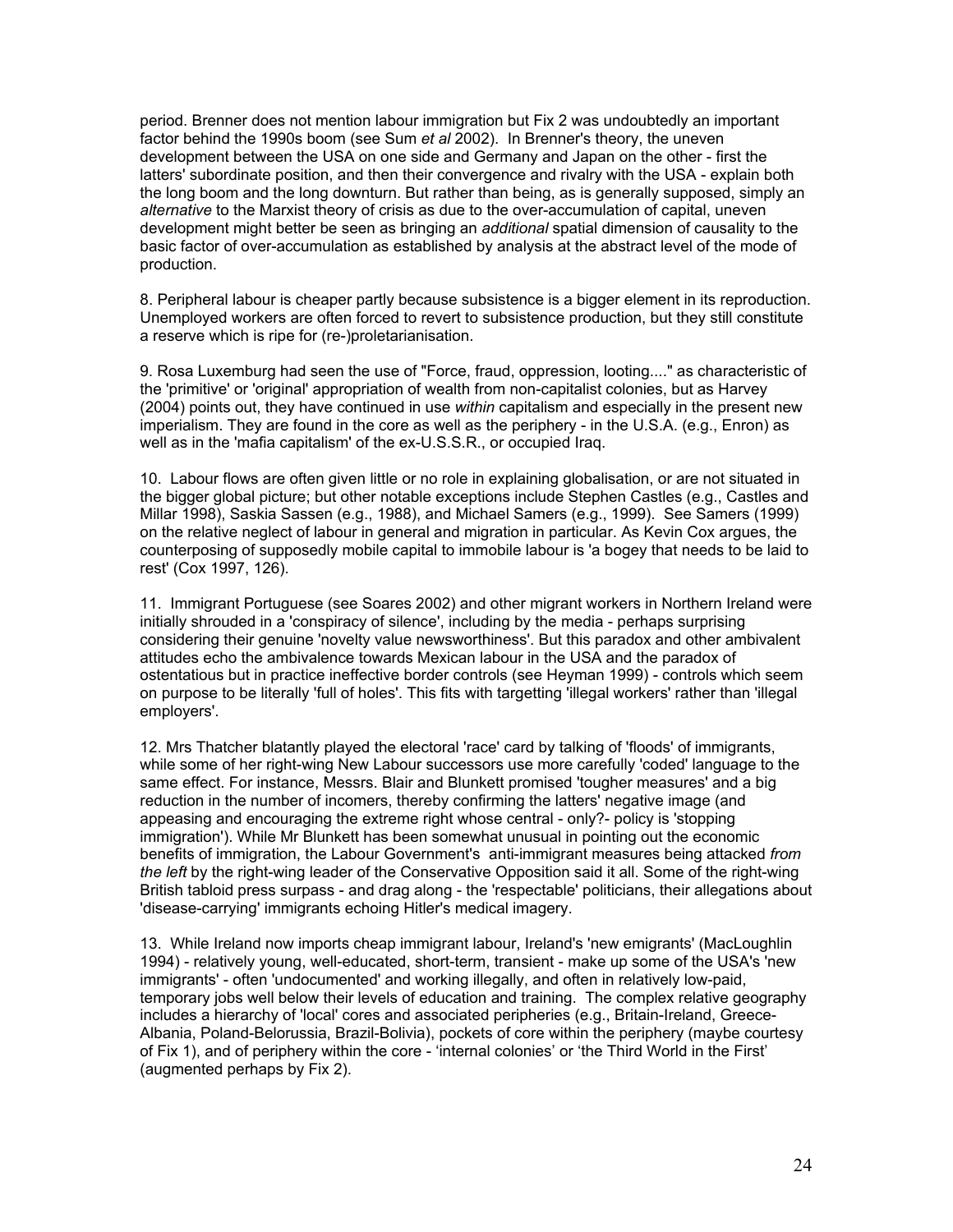period. Brenner does not mention labour immigration but Fix 2 was undoubtedly an important factor behind the 1990s boom (see Sum *et al* 2002). In Brenner's theory, the uneven development between the USA on one side and Germany and Japan on the other - first the latters' subordinate position, and then their convergence and rivalry with the USA - explain both the long boom and the long downturn. But rather than being, as is generally supposed, simply an *alternative* to the Marxist theory of crisis as due to the over-accumulation of capital, uneven development might better be seen as bringing an *additional* spatial dimension of causality to the basic factor of over-accumulation as established by analysis at the abstract level of the mode of production.

8. Peripheral labour is cheaper partly because subsistence is a bigger element in its reproduction. Unemployed workers are often forced to revert to subsistence production, but they still constitute a reserve which is ripe for (re-)proletarianisation.

9. Rosa Luxemburg had seen the use of "Force, fraud, oppression, looting...." as characteristic of the 'primitive' or 'original' appropriation of wealth from non-capitalist colonies, but as Harvey (2004) points out, they have continued in use *within* capitalism and especially in the present new imperialism. They are found in the core as well as the periphery - in the U.S.A. (e.g., Enron) as well as in the 'mafia capitalism' of the ex-U.S.S.R., or occupied Iraq.

10. Labour flows are often given little or no role in explaining globalisation, or are not situated in the bigger global picture; but other notable exceptions include Stephen Castles (e.g., Castles and Millar 1998), Saskia Sassen (e.g., 1988), and Michael Samers (e.g., 1999). See Samers (1999) on the relative neglect of labour in general and migration in particular. As Kevin Cox argues, the counterposing of supposedly mobile capital to immobile labour is 'a bogey that needs to be laid to rest' (Cox 1997, 126).

11. Immigrant Portuguese (see Soares 2002) and other migrant workers in Northern Ireland were initially shrouded in a 'conspiracy of silence', including by the media - perhaps surprising considering their genuine 'novelty value newsworthiness'. But this paradox and other ambivalent attitudes echo the ambivalence towards Mexican labour in the USA and the paradox of ostentatious but in practice ineffective border controls (see Heyman 1999) - controls which seem on purpose to be literally 'full of holes'. This fits with targetting 'illegal workers' rather than 'illegal employers'.

12. Mrs Thatcher blatantly played the electoral 'race' card by talking of 'floods' of immigrants, while some of her right-wing New Labour successors use more carefully 'coded' language to the same effect. For instance, Messrs. Blair and Blunkett promised 'tougher measures' and a big reduction in the number of incomers, thereby confirming the latters' negative image (and appeasing and encouraging the extreme right whose central - only?- policy is 'stopping immigration'). While Mr Blunkett has been somewhat unusual in pointing out the economic benefits of immigration, the Labour Government's anti-immigrant measures being attacked *from the left* by the right-wing leader of the Conservative Opposition said it all. Some of the right-wing British tabloid press surpass - and drag along - the 'respectable' politicians, their allegations about 'disease-carrying' immigrants echoing Hitler's medical imagery.

13. While Ireland now imports cheap immigrant labour, Ireland's 'new emigrants' (MacLoughlin 1994) - relatively young, well-educated, short-term, transient - make up some of the USA's 'new immigrants' - often 'undocumented' and working illegally, and often in relatively low-paid, temporary jobs well below their levels of education and training. The complex relative geography includes a hierarchy of 'local' cores and associated peripheries (e.g., Britain-Ireland, Greece-Albania, Poland-Belorussia, Brazil-Bolivia), pockets of core within the periphery (maybe courtesy of Fix 1), and of periphery within the core - 'internal colonies' or 'the Third World in the First' (augmented perhaps by Fix 2).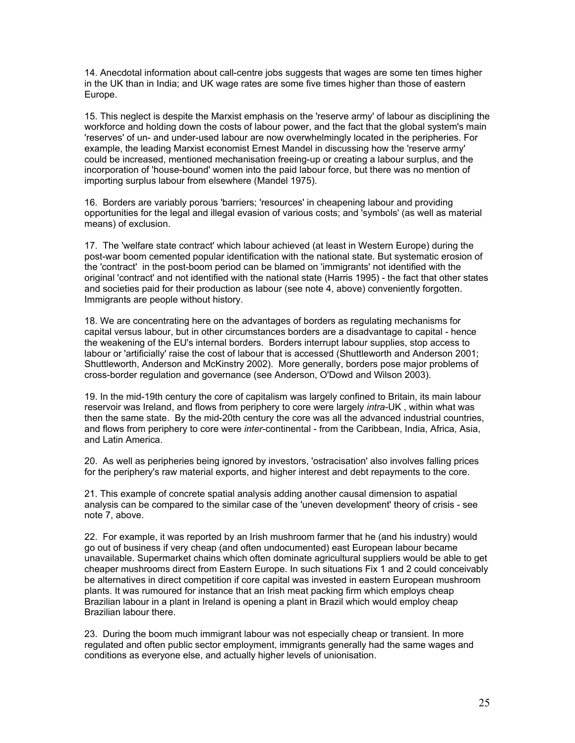14. Anecdotal information about call-centre jobs suggests that wages are some ten times higher in the UK than in India; and UK wage rates are some five times higher than those of eastern Europe.

15. This neglect is despite the Marxist emphasis on the 'reserve army' of labour as disciplining the workforce and holding down the costs of labour power, and the fact that the global system's main 'reserves' of un- and under-used labour are now overwhelmingly located in the peripheries. For example, the leading Marxist economist Ernest Mandel in discussing how the 'reserve army' could be increased, mentioned mechanisation freeing-up or creating a labour surplus, and the incorporation of 'house-bound' women into the paid labour force, but there was no mention of importing surplus labour from elsewhere (Mandel 1975).

16. Borders are variably porous 'barriers; 'resources' in cheapening labour and providing opportunities for the legal and illegal evasion of various costs; and 'symbols' (as well as material means) of exclusion.

17. The 'welfare state contract' which labour achieved (at least in Western Europe) during the post-war boom cemented popular identification with the national state. But systematic erosion of the 'contract' in the post-boom period can be blamed on 'immigrants' not identified with the original 'contract' and not identified with the national state (Harris 1995) - the fact that other states and societies paid for their production as labour (see note 4, above) conveniently forgotten. Immigrants are people without history.

18. We are concentrating here on the advantages of borders as regulating mechanisms for capital versus labour, but in other circumstances borders are a disadvantage to capital - hence the weakening of the EU's internal borders. Borders interrupt labour supplies, stop access to labour or 'artificially' raise the cost of labour that is accessed (Shuttleworth and Anderson 2001; Shuttleworth, Anderson and McKinstry 2002). More generally, borders pose major problems of cross-border regulation and governance (see Anderson, O'Dowd and Wilson 2003).

19. In the mid-19th century the core of capitalism was largely confined to Britain, its main labour reservoir was Ireland, and flows from periphery to core were largely *intra*-UK , within what was then the same state. By the mid-20th century the core was all the advanced industrial countries, and flows from periphery to core were *inter*-continental - from the Caribbean, India, Africa, Asia, and Latin America.

20. As well as peripheries being ignored by investors, 'ostracisation' also involves falling prices for the periphery's raw material exports, and higher interest and debt repayments to the core.

21. This example of concrete spatial analysis adding another causal dimension to aspatial analysis can be compared to the similar case of the 'uneven development' theory of crisis - see note 7, above.

22. For example, it was reported by an Irish mushroom farmer that he (and his industry) would go out of business if very cheap (and often undocumented) east European labour became unavailable. Supermarket chains which often dominate agricultural suppliers would be able to get cheaper mushrooms direct from Eastern Europe. In such situations Fix 1 and 2 could conceivably be alternatives in direct competition if core capital was invested in eastern European mushroom plants. It was rumoured for instance that an Irish meat packing firm which employs cheap Brazilian labour in a plant in Ireland is opening a plant in Brazil which would employ cheap Brazilian labour there.

23. During the boom much immigrant labour was not especially cheap or transient. In more regulated and often public sector employment, immigrants generally had the same wages and conditions as everyone else, and actually higher levels of unionisation.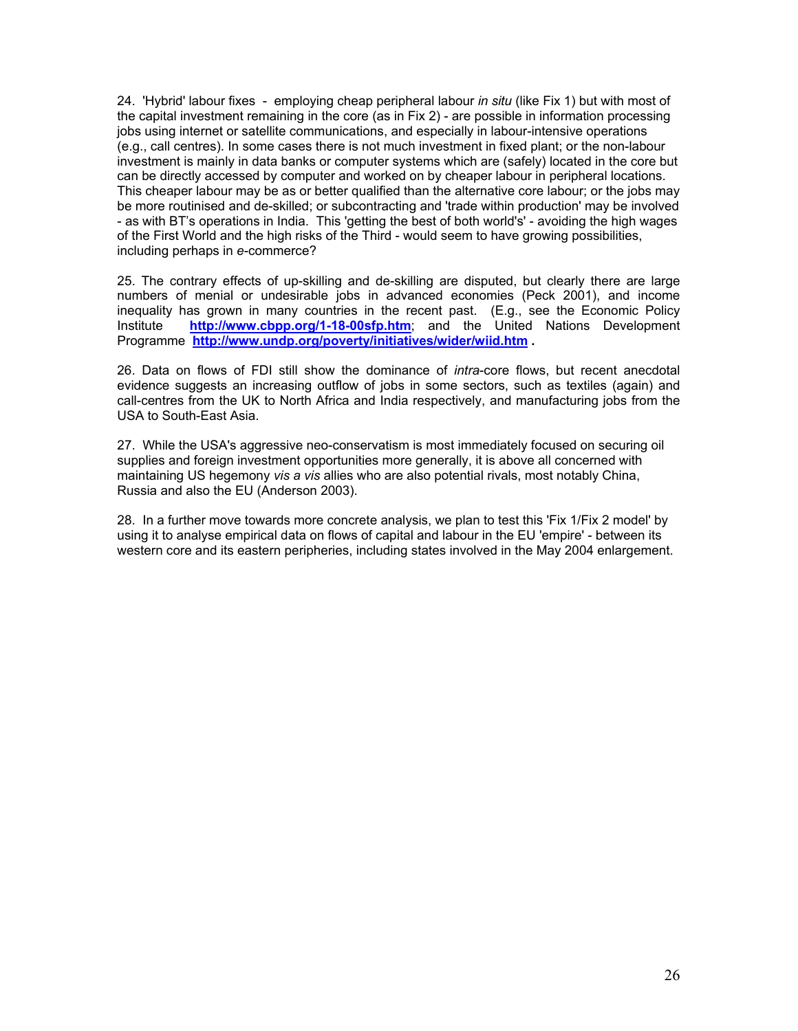24. 'Hybrid' labour fixes - employing cheap peripheral labour *in situ* (like Fix 1) but with most of the capital investment remaining in the core (as in Fix 2) - are possible in information processing jobs using internet or satellite communications, and especially in labour-intensive operations (e.g., call centres). In some cases there is not much investment in fixed plant; or the non-labour investment is mainly in data banks or computer systems which are (safely) located in the core but can be directly accessed by computer and worked on by cheaper labour in peripheral locations. This cheaper labour may be as or better qualified than the alternative core labour; or the jobs may be more routinised and de-skilled; or subcontracting and 'trade within production' may be involved - as with BT's operations in India. This 'getting the best of both world's' - avoiding the high wages of the First World and the high risks of the Third - would seem to have growing possibilities, including perhaps in *e*-commerce?

25. The contrary effects of up-skilling and de-skilling are disputed, but clearly there are large numbers of menial or undesirable jobs in advanced economies (Peck 2001), and income inequality has grown in many countries in the recent past. (E.g., see the Economic Policy Institute **http://www.cbpp.org/1-18-00sfp.htm**; and the United Nations Development Programme **http://www.undp.org/poverty/initiatives/wider/wiid.htm** .

26. Data on flows of FDI still show the dominance of *intra*-core flows, but recent anecdotal evidence suggests an increasing outflow of jobs in some sectors, such as textiles (again) and call-centres from the UK to North Africa and India respectively, and manufacturing jobs from the USA to South-East Asia.

27. While the USA's aggressive neo-conservatism is most immediately focused on securing oil supplies and foreign investment opportunities more generally, it is above all concerned with maintaining US hegemony *vis a vis* allies who are also potential rivals, most notably China, Russia and also the EU (Anderson 2003).

28. In a further move towards more concrete analysis, we plan to test this 'Fix 1/Fix 2 model' by using it to analyse empirical data on flows of capital and labour in the EU 'empire' - between its western core and its eastern peripheries, including states involved in the May 2004 enlargement.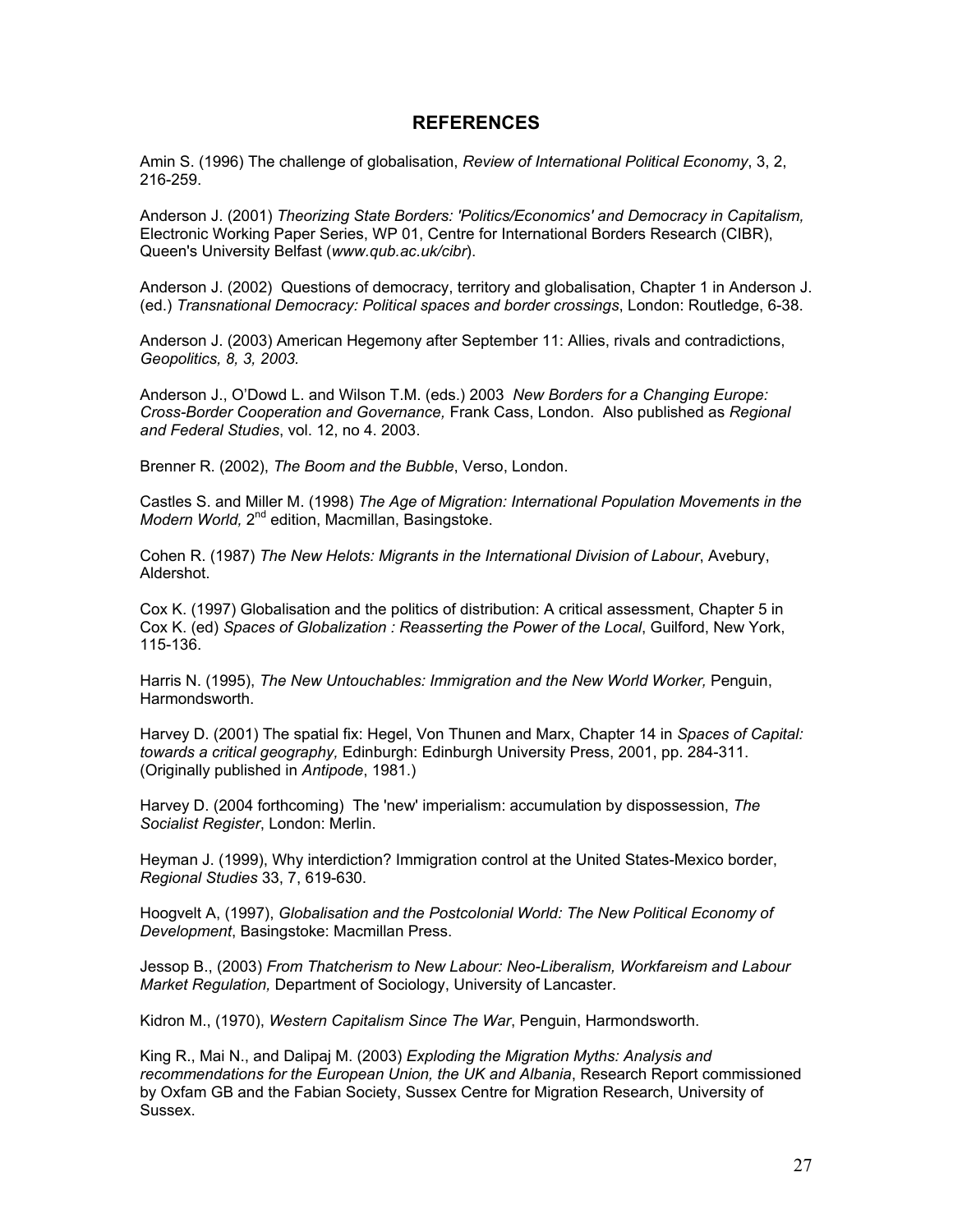## REFERENCES

Amin S. (1996) The challenge of globalisation, *Review of International Political Economy*, 3, 2, 216-259.

Anderson J. (2001) *Theorizing State Borders: 'Politics/Economics' and Democracy in Capitalism,* Electronic Working Paper Series, WP 01, Centre for International Borders Research (CIBR), Queen's University Belfast (*www.qub.ac.uk/cibr*).

Anderson J. (2002) Questions of democracy, territory and globalisation, Chapter 1 in Anderson J. (ed.) *Transnational Democracy: Political spaces and border crossings*, London: Routledge, 6-38.

Anderson J. (2003) American Hegemony after September 11: Allies, rivals and contradictions, *Geopolitics, 8, 3, 2003.*

Anderson J., O'Dowd L. and Wilson T.M. (eds.) 2003 *New Borders for a Changing Europe: Cross-Border Cooperation and Governance,* Frank Cass, London. Also published as *Regional and Federal Studies*, vol. 12, no 4. 2003.

Brenner R. (2002), *The Boom and the Bubble*, Verso, London.

Castles S. and Miller M. (1998) *The Age of Migration: International Population Movements in the Modern World,* 2nd edition, Macmillan, Basingstoke.

Cohen R. (1987) *The New Helots: Migrants in the International Division of Labour*, Avebury, Aldershot.

Cox K. (1997) Globalisation and the politics of distribution: A critical assessment, Chapter 5 in Cox K. (ed) *Spaces of Globalization : Reasserting the Power of the Local*, Guilford, New York, 115-136.

Harris N. (1995), *The New Untouchables: Immigration and the New World Worker,* Penguin, Harmondsworth.

Harvey D. (2001) The spatial fix: Hegel, Von Thunen and Marx, Chapter 14 in *Spaces of Capital: towards a critical geography,* Edinburgh: Edinburgh University Press, 2001, pp. 284-311. (Originally published in *Antipode*, 1981.)

Harvey D. (2004 forthcoming) The 'new' imperialism: accumulation by dispossession, *The Socialist Register*, London: Merlin.

Heyman J. (1999), Why interdiction? Immigration control at the United States-Mexico border, *Regional Studies* 33, 7, 619-630.

Hoogvelt A, (1997), *Globalisation and the Postcolonial World: The New Political Economy of Development*, Basingstoke: Macmillan Press.

Jessop B., (2003) *From Thatcherism to New Labour: Neo-Liberalism, Workfareism and Labour Market Regulation,* Department of Sociology, University of Lancaster.

Kidron M., (1970), *Western Capitalism Since The War*, Penguin, Harmondsworth.

King R., Mai N., and Dalipaj M. (2003) *Exploding the Migration Myths: Analysis and recommendations for the European Union, the UK and Albania*, Research Report commissioned by Oxfam GB and the Fabian Society, Sussex Centre for Migration Research, University of Sussex.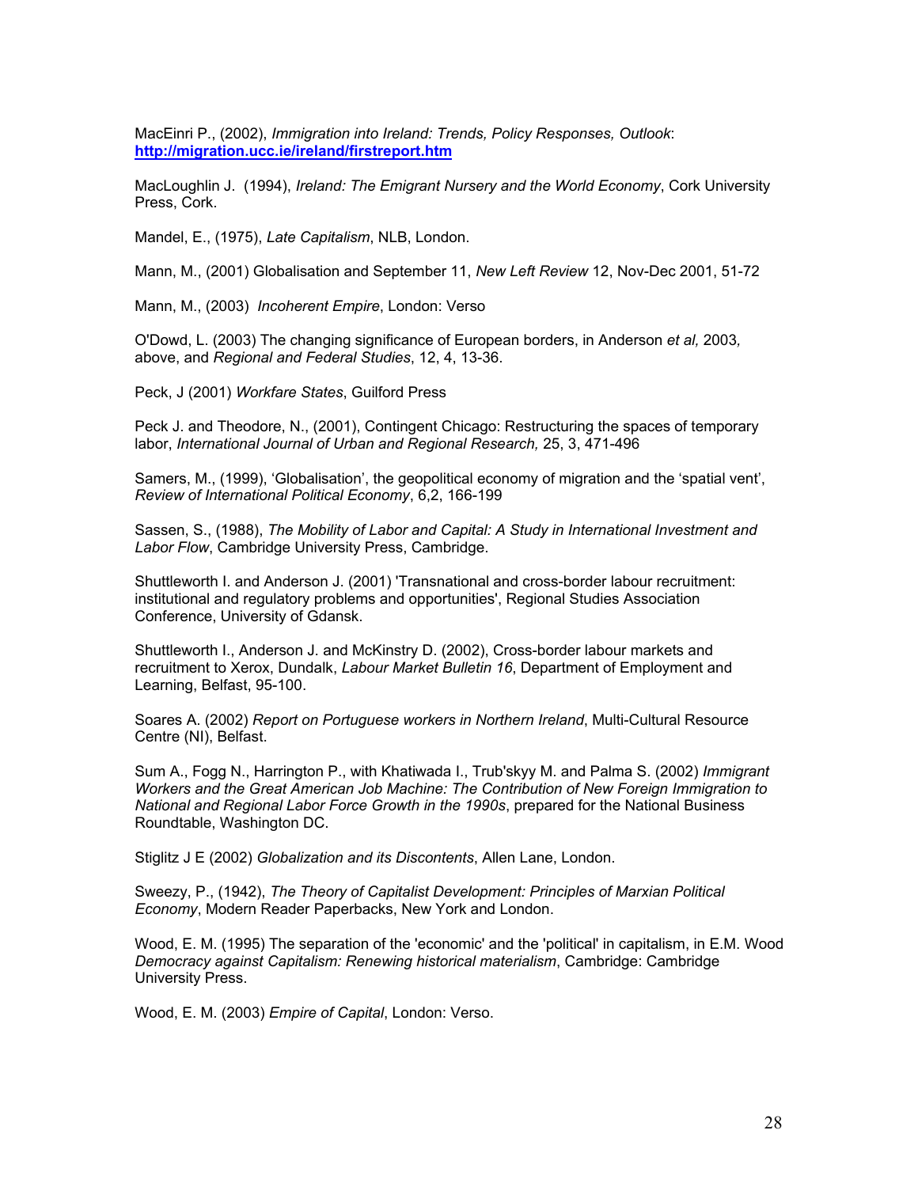MacEinri P., (2002), *Immigration into Ireland: Trends, Policy Responses, Outlook*: **http://migration.ucc.ie/ireland/firstreport.htm**

MacLoughlin J. (1994), *Ireland: The Emigrant Nursery and the World Economy*, Cork University Press, Cork.

Mandel, E., (1975), *Late Capitalism*, NLB, London.

Mann, M., (2001) Globalisation and September 11, *New Left Review* 12, Nov-Dec 2001, 51-72

Mann, M., (2003) *Incoherent Empire*, London: Verso

O'Dowd, L. (2003) The changing significance of European borders, in Anderson *et al,* 2003*,* above, and *Regional and Federal Studies*, 12, 4, 13-36.

Peck, J (2001) *Workfare States*, Guilford Press

Peck J. and Theodore, N., (2001), Contingent Chicago: Restructuring the spaces of temporary labor, *International Journal of Urban and Regional Research,* 25, 3, 471-496

Samers, M., (1999), 'Globalisation', the geopolitical economy of migration and the 'spatial vent', *Review of International Political Economy*, 6,2, 166-199

Sassen, S., (1988), *The Mobility of Labor and Capital: A Study in International Investment and Labor Flow*, Cambridge University Press, Cambridge.

Shuttleworth I. and Anderson J. (2001) 'Transnational and cross-border labour recruitment: institutional and regulatory problems and opportunities', Regional Studies Association Conference, University of Gdansk.

Shuttleworth I., Anderson J. and McKinstry D. (2002), Cross-border labour markets and recruitment to Xerox, Dundalk, *Labour Market Bulletin 16*, Department of Employment and Learning, Belfast, 95-100.

Soares A. (2002) *Report on Portuguese workers in Northern Ireland*, Multi-Cultural Resource Centre (NI), Belfast.

Sum A., Fogg N., Harrington P., with Khatiwada I., Trub'skyy M. and Palma S. (2002) *Immigrant Workers and the Great American Job Machine: The Contribution of New Foreign Immigration to National and Regional Labor Force Growth in the 1990s*, prepared for the National Business Roundtable, Washington DC.

Stiglitz J E (2002) *Globalization and its Discontents*, Allen Lane, London.

Sweezy, P., (1942), *The Theory of Capitalist Development: Principles of Marxian Political Economy*, Modern Reader Paperbacks, New York and London.

Wood, E. M. (1995) The separation of the 'economic' and the 'political' in capitalism, in E.M. Wood *Democracy against Capitalism: Renewing historical materialism*, Cambridge: Cambridge University Press.

Wood, E. M. (2003) *Empire of Capital*, London: Verso.